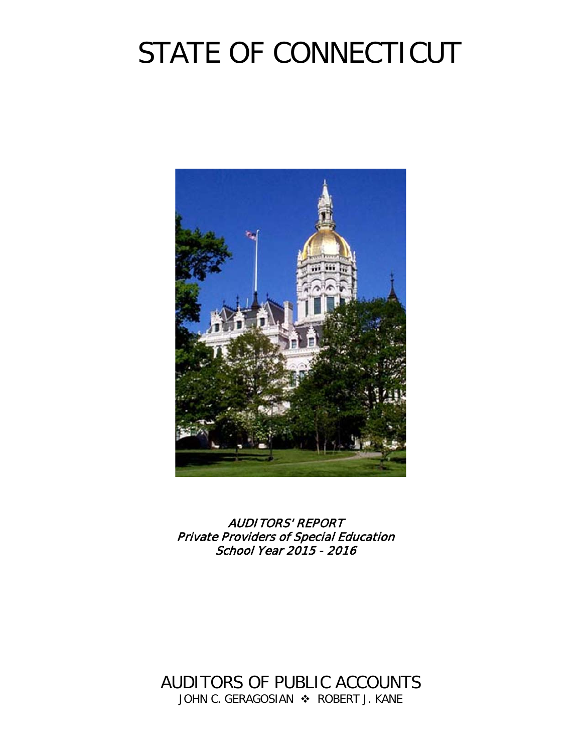# STATE OF CONNECTICUT

*AUDITORS' REPORT*
*Private Providers of Special Education*
*School Year 2015 - 2016*

AUDITORS OF PUBLIC ACCOUNTS

JOHN C. GERAGOSIAN ❖ ROBERT J. KANE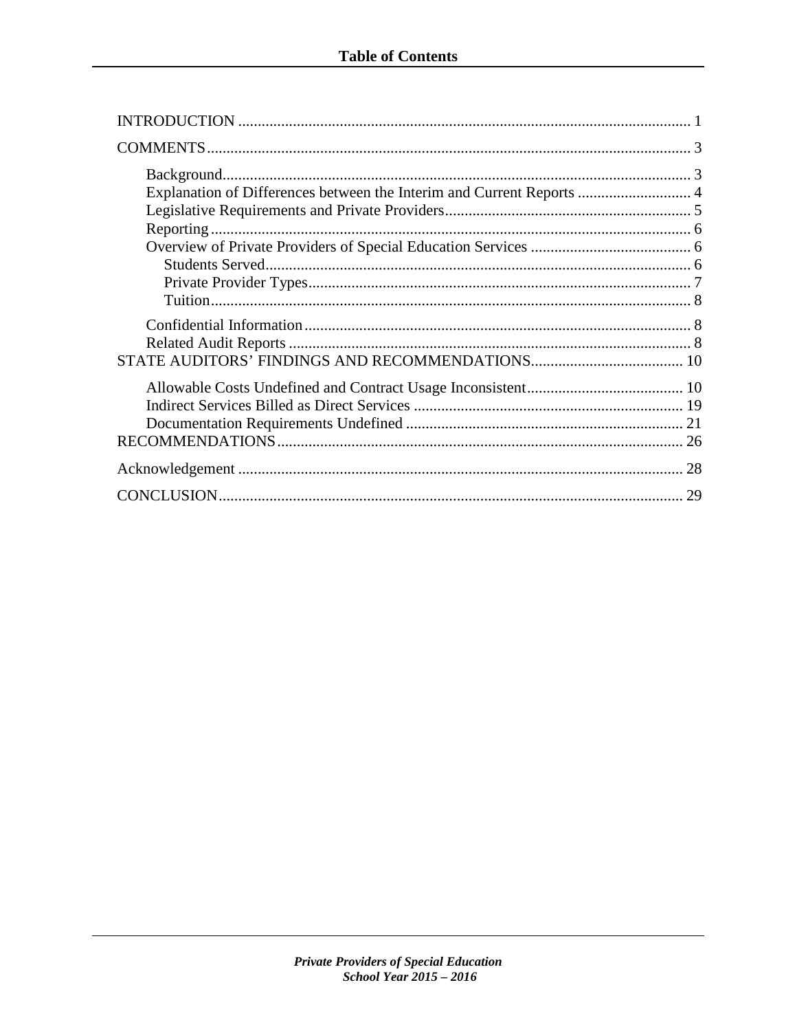# Table of Contents

INTRODUCTION ........................................................................................................ 1

COMMENTS ............................................................................................................. 3

- Background ........................................................................................................ 3
- Explanation of Differences between the Interim and Current Reports ................ 4
- Legislative Requirements and Private Providers ................................................ 5
- Reporting ............................................................................................................ 6
- Overview of Private Providers of Special Education Services ............................ 6
  - Students Served ............................................................................................. 6
  - Private Provider Types .................................................................................... 7
  - Tuition ............................................................................................................ 8
- Confidential Information .................................................................................... 8
- Related Audit Reports ........................................................................................ 8

STATE AUDITORS' FINDINGS AND RECOMMENDATIONS ...................................... 10

- Allowable Costs Undefined and Contract Usage Inconsistent ............................ 10
- Indirect Services Billed as Direct Services ........................................................ 19
- Documentation Requirements Undefined ........................................................... 21

RECOMMENDATIONS ............................................................................................. 26

Acknowledgement ..................................................................................................... 28

CONCLUSION .......................................................................................................... 29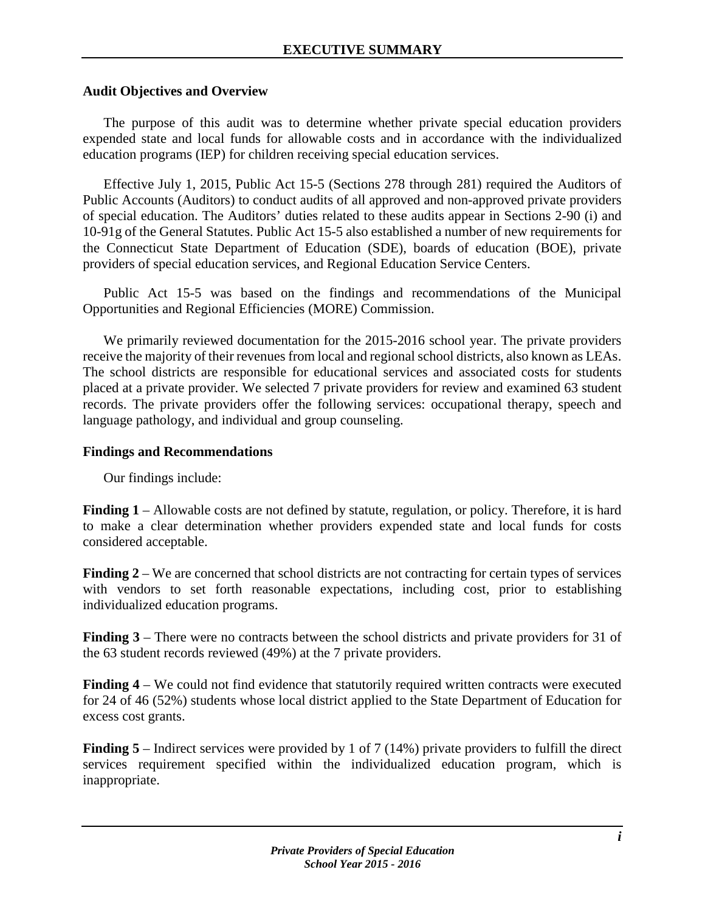# EXECUTIVE SUMMARY

## Audit Objectives and Overview

The purpose of this audit was to determine whether private special education providers expended state and local funds for allowable costs and in accordance with the individualized education programs (IEP) for children receiving special education services.

Effective July 1, 2015, Public Act 15-5 (Sections 278 through 281) required the Auditors of Public Accounts (Auditors) to conduct audits of all approved and non-approved private providers of special education. The Auditors' duties related to these audits appear in Sections 2-90 (i) and 10-91g of the General Statutes. Public Act 15-5 also established a number of new requirements for the Connecticut State Department of Education (SDE), boards of education (BOE), private providers of special education services, and Regional Education Service Centers.

Public Act 15-5 was based on the findings and recommendations of the Municipal Opportunities and Regional Efficiencies (MORE) Commission.

We primarily reviewed documentation for the 2015-2016 school year. The private providers receive the majority of their revenues from local and regional school districts, also known as LEAs. The school districts are responsible for educational services and associated costs for students placed at a private provider. We selected 7 private providers for review and examined 63 student records. The private providers offer the following services: occupational therapy, speech and language pathology, and individual and group counseling.

## Findings and Recommendations

Our findings include:

**Finding 1** – Allowable costs are not defined by statute, regulation, or policy. Therefore, it is hard to make a clear determination whether providers expended state and local funds for costs considered acceptable.

**Finding 2** – We are concerned that school districts are not contracting for certain types of services with vendors to set forth reasonable expectations, including cost, prior to establishing individualized education programs.

**Finding 3** – There were no contracts between the school districts and private providers for 31 of the 63 student records reviewed (49%) at the 7 private providers.

**Finding 4** – We could not find evidence that statutorily required written contracts were executed for 24 of 46 (52%) students whose local district applied to the State Department of Education for excess cost grants.

**Finding 5** – Indirect services were provided by 1 of 7 (14%) private providers to fulfill the direct services requirement specified within the individualized education program, which is inappropriate.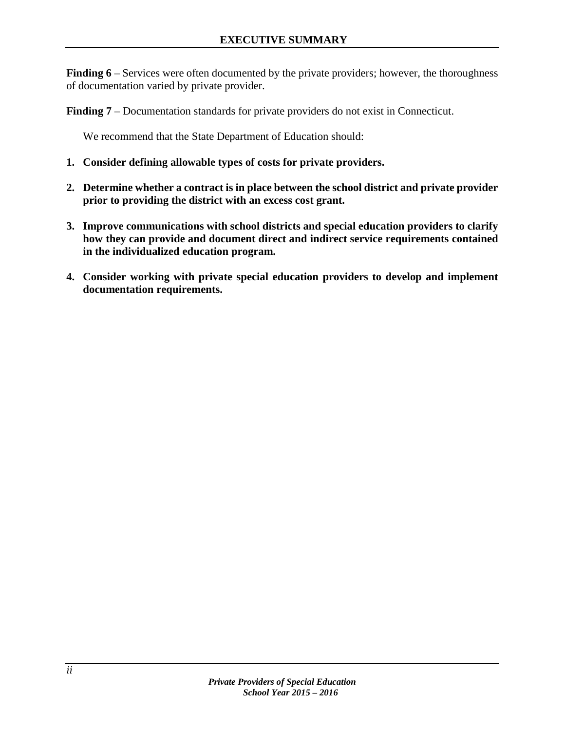**Finding 6** – Services were often documented by the private providers; however, the thoroughness of documentation varied by private provider.

**Finding 7** – Documentation standards for private providers do not exist in Connecticut.

We recommend that the State Department of Education should:

1. **Consider defining allowable types of costs for private providers.**

2. **Determine whether a contract is in place between the school district and private provider prior to providing the district with an excess cost grant.**

3. **Improve communications with school districts and special education providers to clarify how they can provide and document direct and indirect service requirements contained in the individualized education program.**

4. **Consider working with private special education providers to develop and implement documentation requirements.**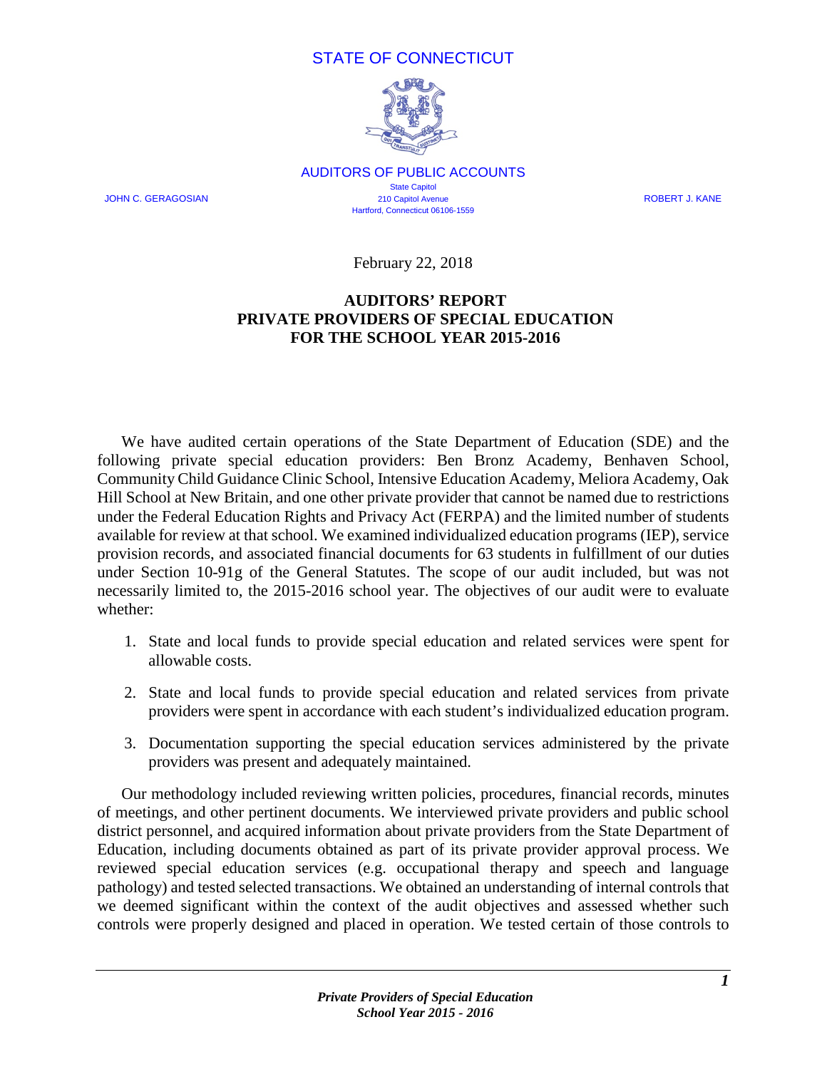STATE OF CONNECTICUT

AUDITORS OF PUBLIC ACCOUNTS

State Capitol
210 Capitol Avenue
Hartford, Connecticut 06106-1559

JOHN C. GERAGOSIAN

ROBERT J. KANE

February 22, 2018

**AUDITORS' REPORT**
**PRIVATE PROVIDERS OF SPECIAL EDUCATION**
**FOR THE SCHOOL YEAR 2015-2016**

We have audited certain operations of the State Department of Education (SDE) and the following private special education providers: Ben Bronz Academy, Benhaven School, Community Child Guidance Clinic School, Intensive Education Academy, Meliora Academy, Oak Hill School at New Britain, and one other private provider that cannot be named due to restrictions under the Federal Education Rights and Privacy Act (FERPA) and the limited number of students available for review at that school. We examined individualized education programs (IEP), service provision records, and associated financial documents for 63 students in fulfillment of our duties under Section 10-91g of the General Statutes. The scope of our audit included, but was not necessarily limited to, the 2015-2016 school year. The objectives of our audit were to evaluate whether:

1. State and local funds to provide special education and related services were spent for allowable costs.

2. State and local funds to provide special education and related services from private providers were spent in accordance with each student's individualized education program.

3. Documentation supporting the special education services administered by the private providers was present and adequately maintained.

Our methodology included reviewing written policies, procedures, financial records, minutes of meetings, and other pertinent documents. We interviewed private providers and public school district personnel, and acquired information about private providers from the State Department of Education, including documents obtained as part of its private provider approval process. We reviewed special education services (e.g. occupational therapy and speech and language pathology) and tested selected transactions. We obtained an understanding of internal controls that we deemed significant within the context of the audit objectives and assessed whether such controls were properly designed and placed in operation. We tested certain of those controls to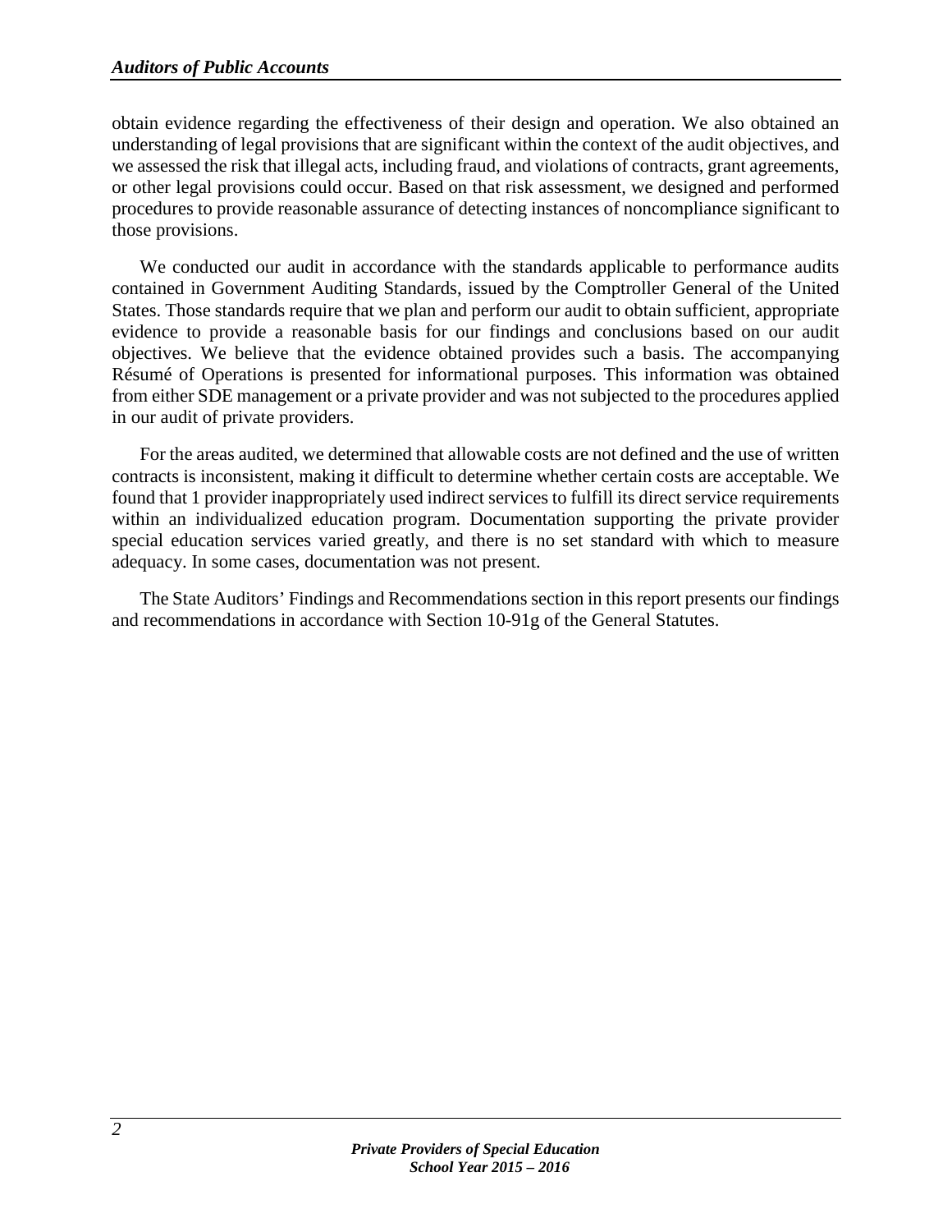obtain evidence regarding the effectiveness of their design and operation. We also obtained an understanding of legal provisions that are significant within the context of the audit objectives, and we assessed the risk that illegal acts, including fraud, and violations of contracts, grant agreements, or other legal provisions could occur. Based on that risk assessment, we designed and performed procedures to provide reasonable assurance of detecting instances of noncompliance significant to those provisions.

We conducted our audit in accordance with the standards applicable to performance audits contained in Government Auditing Standards, issued by the Comptroller General of the United States. Those standards require that we plan and perform our audit to obtain sufficient, appropriate evidence to provide a reasonable basis for our findings and conclusions based on our audit objectives. We believe that the evidence obtained provides such a basis. The accompanying Résumé of Operations is presented for informational purposes. This information was obtained from either SDE management or a private provider and was not subjected to the procedures applied in our audit of private providers.

For the areas audited, we determined that allowable costs are not defined and the use of written contracts is inconsistent, making it difficult to determine whether certain costs are acceptable. We found that 1 provider inappropriately used indirect services to fulfill its direct service requirements within an individualized education program. Documentation supporting the private provider special education services varied greatly, and there is no set standard with which to measure adequacy. In some cases, documentation was not present.

The State Auditors' Findings and Recommendations section in this report presents our findings and recommendations in accordance with Section 10-91g of the General Statutes.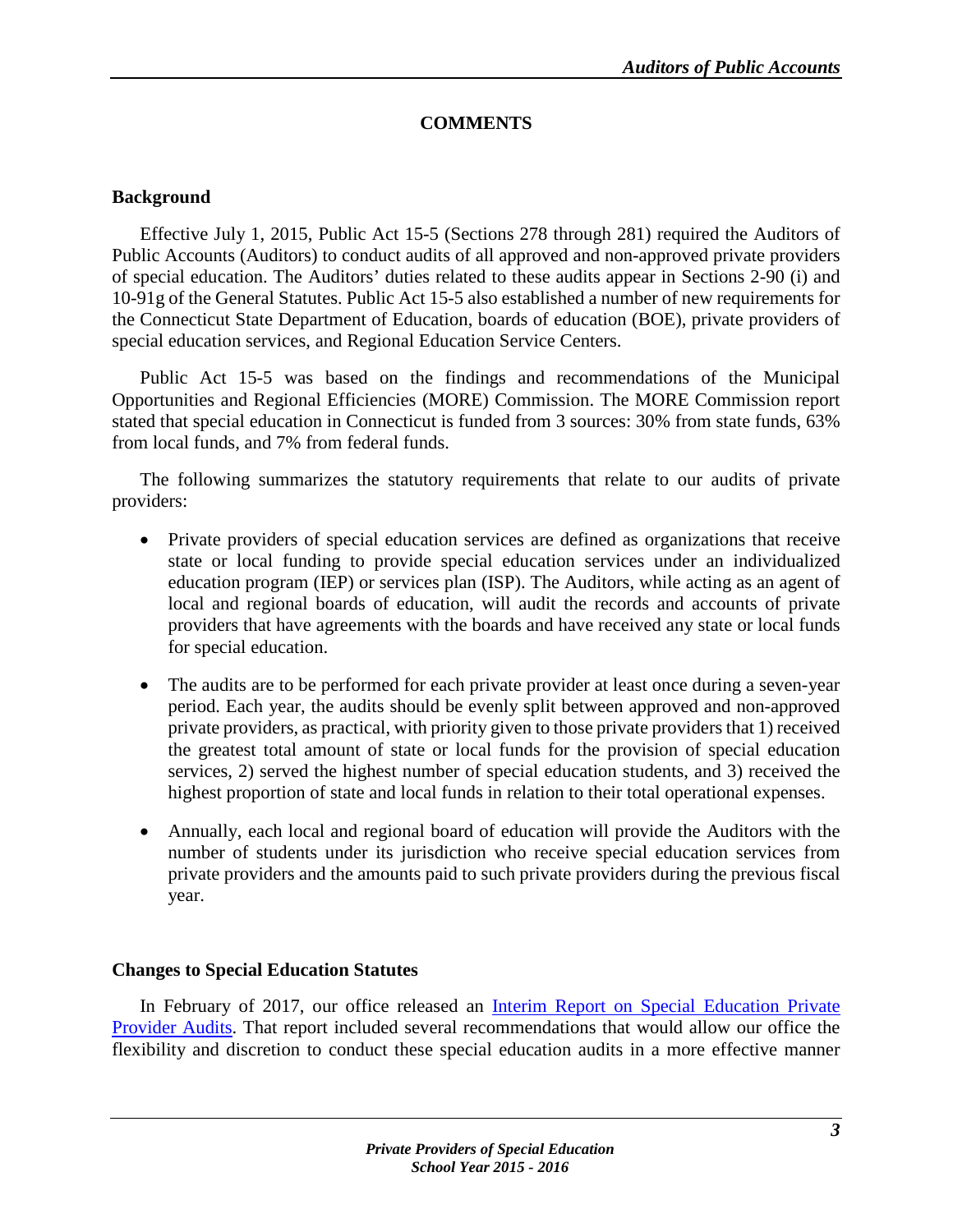## COMMENTS

### Background

Effective July 1, 2015, Public Act 15-5 (Sections 278 through 281) required the Auditors of Public Accounts (Auditors) to conduct audits of all approved and non-approved private providers of special education. The Auditors' duties related to these audits appear in Sections 2-90 (i) and 10-91g of the General Statutes. Public Act 15-5 also established a number of new requirements for the Connecticut State Department of Education, boards of education (BOE), private providers of special education services, and Regional Education Service Centers.

Public Act 15-5 was based on the findings and recommendations of the Municipal Opportunities and Regional Efficiencies (MORE) Commission. The MORE Commission report stated that special education in Connecticut is funded from 3 sources: 30% from state funds, 63% from local funds, and 7% from federal funds.

The following summarizes the statutory requirements that relate to our audits of private providers:

- Private providers of special education services are defined as organizations that receive state or local funding to provide special education services under an individualized education program (IEP) or services plan (ISP). The Auditors, while acting as an agent of local and regional boards of education, will audit the records and accounts of private providers that have agreements with the boards and have received any state or local funds for special education.

- The audits are to be performed for each private provider at least once during a seven-year period. Each year, the audits should be evenly split between approved and non-approved private providers, as practical, with priority given to those private providers that 1) received the greatest total amount of state or local funds for the provision of special education services, 2) served the highest number of special education students, and 3) received the highest proportion of state and local funds in relation to their total operational expenses.

- Annually, each local and regional board of education will provide the Auditors with the number of students under its jurisdiction who receive special education services from private providers and the amounts paid to such private providers during the previous fiscal year.

### Changes to Special Education Statutes

In February of 2017, our office released an Interim Report on Special Education Private Provider Audits. That report included several recommendations that would allow our office the flexibility and discretion to conduct these special education audits in a more effective manner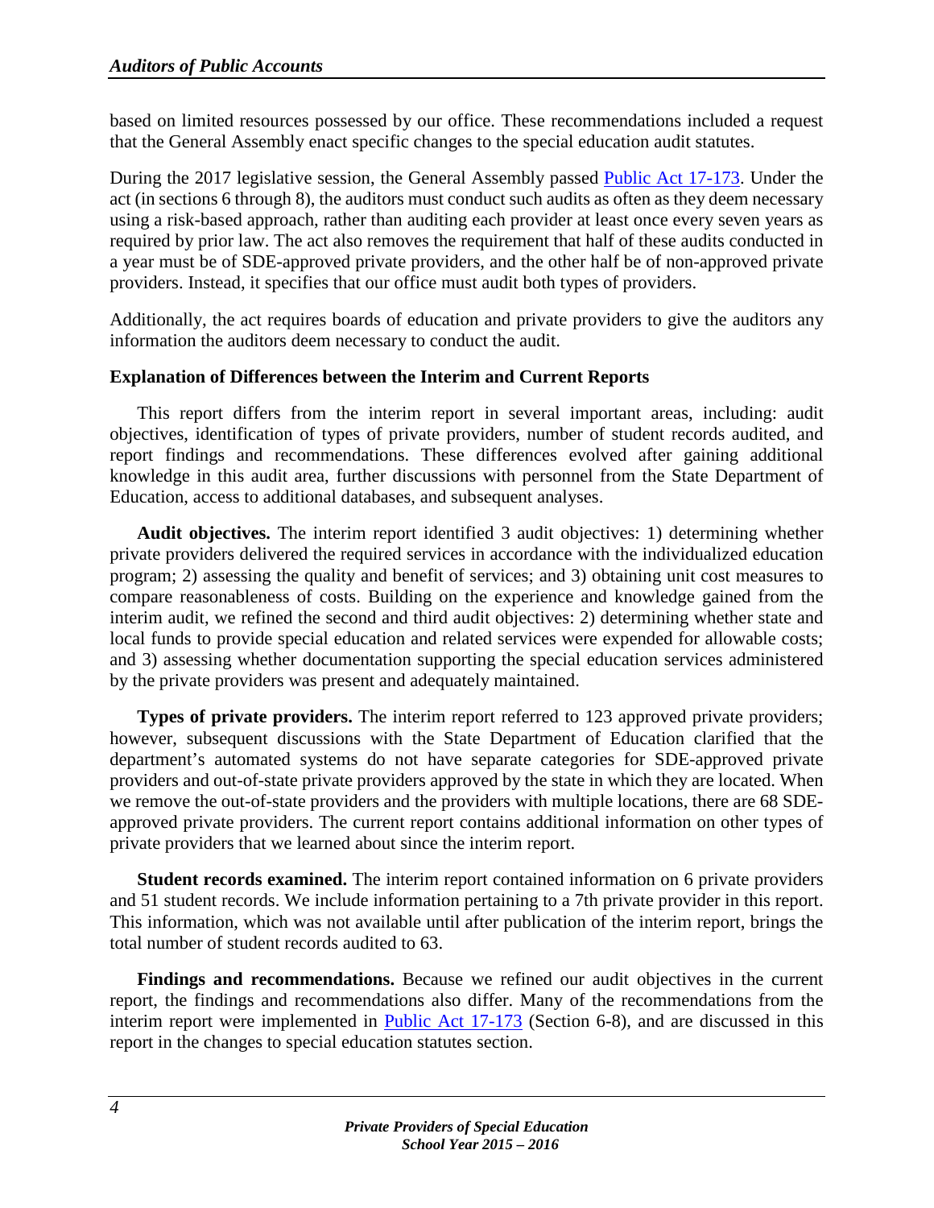based on limited resources possessed by our office. These recommendations included a request that the General Assembly enact specific changes to the special education audit statutes.

During the 2017 legislative session, the General Assembly passed Public Act 17-173. Under the act (in sections 6 through 8), the auditors must conduct such audits as often as they deem necessary using a risk-based approach, rather than auditing each provider at least once every seven years as required by prior law. The act also removes the requirement that half of these audits conducted in a year must be of SDE-approved private providers, and the other half be of non-approved private providers. Instead, it specifies that our office must audit both types of providers.

Additionally, the act requires boards of education and private providers to give the auditors any information the auditors deem necessary to conduct the audit.

**Explanation of Differences between the Interim and Current Reports**

This report differs from the interim report in several important areas, including: audit objectives, identification of types of private providers, number of student records audited, and report findings and recommendations. These differences evolved after gaining additional knowledge in this audit area, further discussions with personnel from the State Department of Education, access to additional databases, and subsequent analyses.

**Audit objectives.** The interim report identified 3 audit objectives: 1) determining whether private providers delivered the required services in accordance with the individualized education program; 2) assessing the quality and benefit of services; and 3) obtaining unit cost measures to compare reasonableness of costs. Building on the experience and knowledge gained from the interim audit, we refined the second and third audit objectives: 2) determining whether state and local funds to provide special education and related services were expended for allowable costs; and 3) assessing whether documentation supporting the special education services administered by the private providers was present and adequately maintained.

**Types of private providers.** The interim report referred to 123 approved private providers; however, subsequent discussions with the State Department of Education clarified that the department's automated systems do not have separate categories for SDE-approved private providers and out-of-state private providers approved by the state in which they are located. When we remove the out-of-state providers and the providers with multiple locations, there are 68 SDE-approved private providers. The current report contains additional information on other types of private providers that we learned about since the interim report.

**Student records examined.** The interim report contained information on 6 private providers and 51 student records. We include information pertaining to a 7th private provider in this report. This information, which was not available until after publication of the interim report, brings the total number of student records audited to 63.

**Findings and recommendations.** Because we refined our audit objectives in the current report, the findings and recommendations also differ. Many of the recommendations from the interim report were implemented in Public Act 17-173 (Section 6-8), and are discussed in this report in the changes to special education statutes section.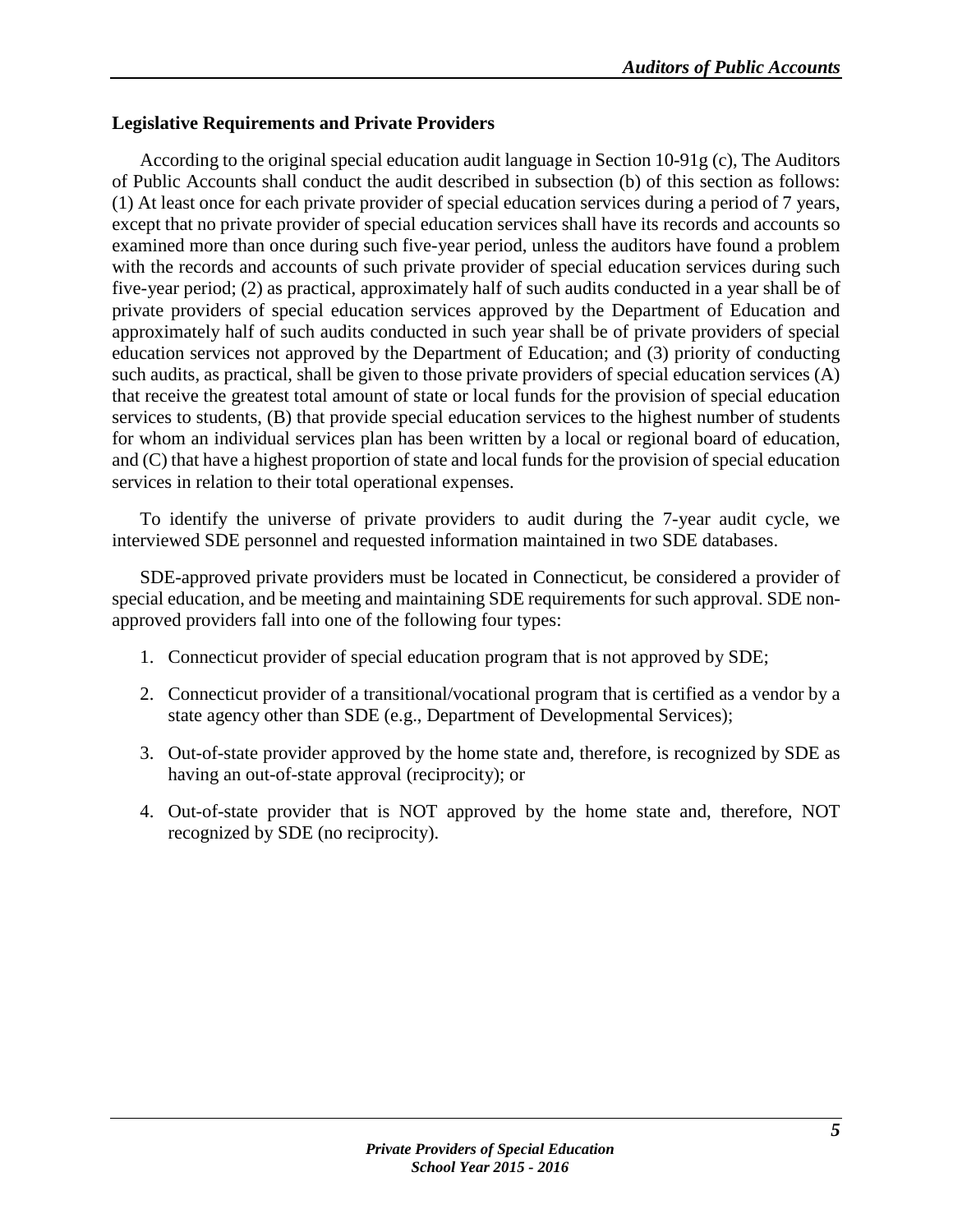## Legislative Requirements and Private Providers

According to the original special education audit language in Section 10-91g (c), The Auditors of Public Accounts shall conduct the audit described in subsection (b) of this section as follows: (1) At least once for each private provider of special education services during a period of 7 years, except that no private provider of special education services shall have its records and accounts so examined more than once during such five-year period, unless the auditors have found a problem with the records and accounts of such private provider of special education services during such five-year period; (2) as practical, approximately half of such audits conducted in a year shall be of private providers of special education services approved by the Department of Education and approximately half of such audits conducted in such year shall be of private providers of special education services not approved by the Department of Education; and (3) priority of conducting such audits, as practical, shall be given to those private providers of special education services (A) that receive the greatest total amount of state or local funds for the provision of special education services to students, (B) that provide special education services to the highest number of students for whom an individual services plan has been written by a local or regional board of education, and (C) that have a highest proportion of state and local funds for the provision of special education services in relation to their total operational expenses.

To identify the universe of private providers to audit during the 7-year audit cycle, we interviewed SDE personnel and requested information maintained in two SDE databases.

SDE-approved private providers must be located in Connecticut, be considered a provider of special education, and be meeting and maintaining SDE requirements for such approval. SDE non-approved providers fall into one of the following four types:

1. Connecticut provider of special education program that is not approved by SDE;

2. Connecticut provider of a transitional/vocational program that is certified as a vendor by a state agency other than SDE (e.g., Department of Developmental Services);

3. Out-of-state provider approved by the home state and, therefore, is recognized by SDE as having an out-of-state approval (reciprocity); or

4. Out-of-state provider that is NOT approved by the home state and, therefore, NOT recognized by SDE (no reciprocity).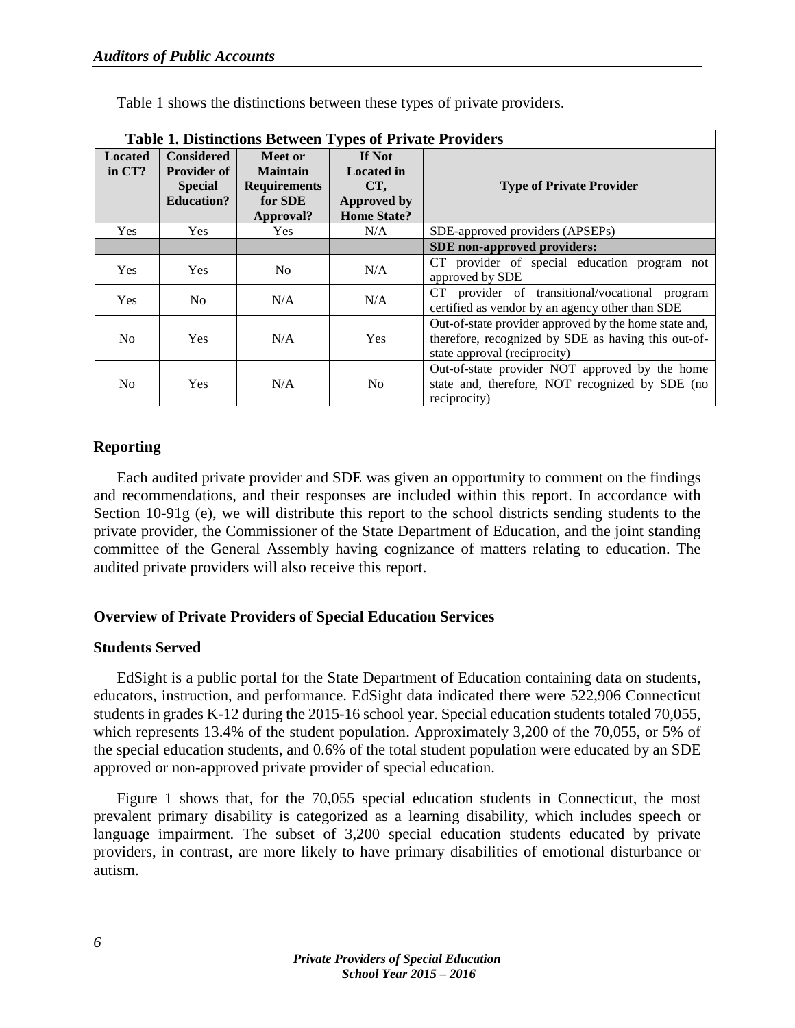Table 1 shows the distinctions between these types of private providers.

| **Table 1. Distinctions Between Types of Private Providers** | | | | |
|---|---|---|---|---|
| **Located in CT?** | **Considered Provider of Special Education?** | **Meet or Maintain Requirements for SDE Approval?** | **If Not Located in CT, Approved by Home State?** | **Type of Private Provider** |
| Yes | Yes | Yes | N/A | SDE-approved providers (APSEPs) |
| | | | | **SDE non-approved providers:** |
| Yes | Yes | No | N/A | CT provider of special education program not approved by SDE |
| Yes | No | N/A | N/A | CT provider of transitional/vocational program certified as vendor by an agency other than SDE |
| No | Yes | N/A | Yes | Out-of-state provider approved by the home state and, therefore, recognized by SDE as having this out-of-state approval (reciprocity) |
| No | Yes | N/A | No | Out-of-state provider NOT approved by the home state and, therefore, NOT recognized by SDE (no reciprocity) |

## Reporting

Each audited private provider and SDE was given an opportunity to comment on the findings and recommendations, and their responses are included within this report. In accordance with Section 10-91g (e), we will distribute this report to the school districts sending students to the private provider, the Commissioner of the State Department of Education, and the joint standing committee of the General Assembly having cognizance of matters relating to education. The audited private providers will also receive this report.

## Overview of Private Providers of Special Education Services

### Students Served

EdSight is a public portal for the State Department of Education containing data on students, educators, instruction, and performance. EdSight data indicated there were 522,906 Connecticut students in grades K-12 during the 2015-16 school year. Special education students totaled 70,055, which represents 13.4% of the student population. Approximately 3,200 of the 70,055, or 5% of the special education students, and 0.6% of the total student population were educated by an SDE approved or non-approved private provider of special education.

Figure 1 shows that, for the 70,055 special education students in Connecticut, the most prevalent primary disability is categorized as a learning disability, which includes speech or language impairment. The subset of 3,200 special education students educated by private providers, in contrast, are more likely to have primary disabilities of emotional disturbance or autism.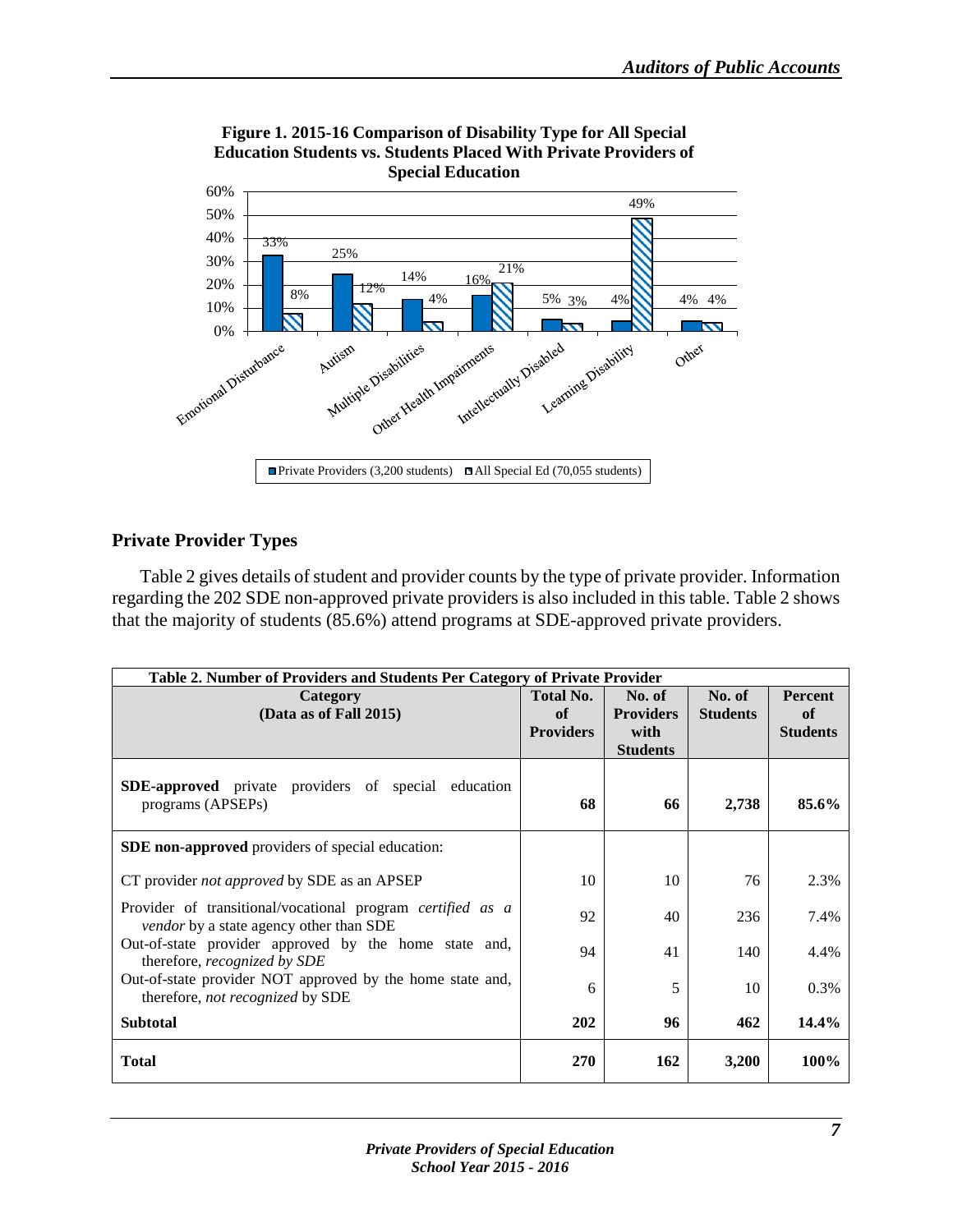**Figure 1. 2015-16 Comparison of Disability Type for All Special Education Students vs. Students Placed With Private Providers of Special Education**

| Disability Type | Private Providers (3,200 students) | All Special Ed (70,055 students) |
| --- | --- | --- |
| Emotional Disturbance | 33% | 8% |
| Autism | 25% | 12% |
| Multiple Disabilities | 14% | 4% |
| Other Health Impairments | 16% | 21% |
| Intellectually Disabled | 5% | 3% |
| Learning Disability | 4% | 49% |
| Other | 4% | 4% |

## Private Provider Types

Table 2 gives details of student and provider counts by the type of private provider. Information regarding the 202 SDE non-approved private providers is also included in this table. Table 2 shows that the majority of students (85.6%) attend programs at SDE-approved private providers.

**Table 2. Number of Providers and Students Per Category of Private Provider**

| Category (Data as of Fall 2015) | Total No. of Providers | No. of Providers with Students | No. of Students | Percent of Students |
| --- | --- | --- | --- | --- |
| **SDE-approved** private providers of special education programs (APSEPs) | **68** | **66** | **2,738** | **85.6%** |
| **SDE non-approved** providers of special education: | | | | |
| CT provider *not approved* by SDE as an APSEP | 10 | 10 | 76 | 2.3% |
| Provider of transitional/vocational program *certified as a vendor* by a state agency other than SDE | 92 | 40 | 236 | 7.4% |
| Out-of-state provider approved by the home state and, therefore, *recognized by SDE* | 94 | 41 | 140 | 4.4% |
| Out-of-state provider NOT approved by the home state and, therefore, *not recognized* by SDE | 6 | 5 | 10 | 0.3% |
| **Subtotal** | **202** | **96** | **462** | **14.4%** |
| **Total** | **270** | **162** | **3,200** | **100%** |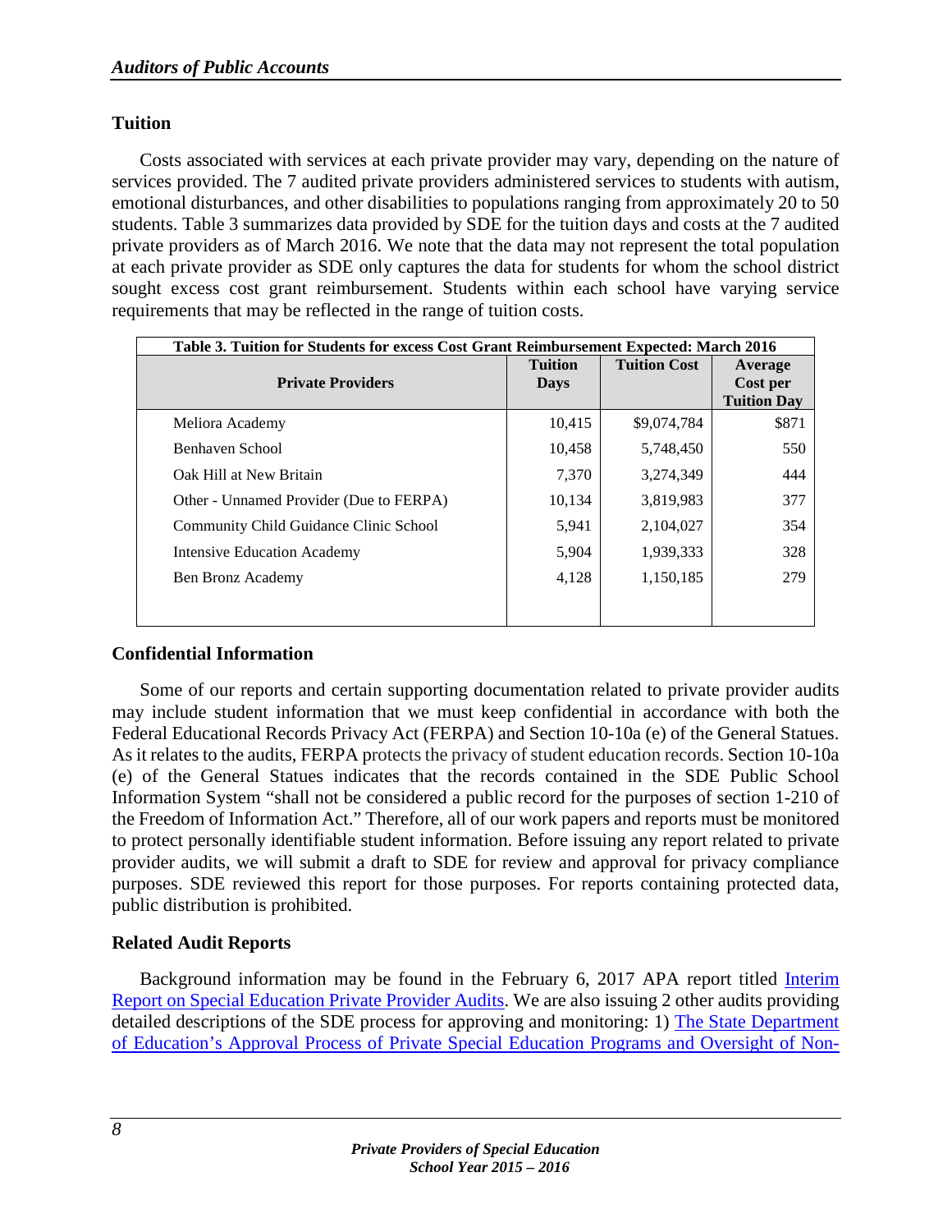### Tuition

Costs associated with services at each private provider may vary, depending on the nature of services provided. The 7 audited private providers administered services to students with autism, emotional disturbances, and other disabilities to populations ranging from approximately 20 to 50 students. Table 3 summarizes data provided by SDE for the tuition days and costs at the 7 audited private providers as of March 2016. We note that the data may not represent the total population at each private provider as SDE only captures the data for students for whom the school district sought excess cost grant reimbursement. Students within each school have varying service requirements that may be reflected in the range of tuition costs.

**Table 3. Tuition for Students for excess Cost Grant Reimbursement Expected: March 2016**

| Private Providers | Tuition Days | Tuition Cost | Average Cost per Tuition Day |
|---|---|---|---|
| Meliora Academy | 10,415 | $9,074,784 | $871 |
| Benhaven School | 10,458 | 5,748,450 | 550 |
| Oak Hill at New Britain | 7,370 | 3,274,349 | 444 |
| Other - Unnamed Provider (Due to FERPA) | 10,134 | 3,819,983 | 377 |
| Community Child Guidance Clinic School | 5,941 | 2,104,027 | 354 |
| Intensive Education Academy | 5,904 | 1,939,333 | 328 |
| Ben Bronz Academy | 4,128 | 1,150,185 | 279 |

### Confidential Information

Some of our reports and certain supporting documentation related to private provider audits may include student information that we must keep confidential in accordance with both the Federal Educational Records Privacy Act (FERPA) and Section 10-10a (e) of the General Statues. As it relates to the audits, FERPA protects the privacy of student education records. Section 10-10a (e) of the General Statues indicates that the records contained in the SDE Public School Information System "shall not be considered a public record for the purposes of section 1-210 of the Freedom of Information Act." Therefore, all of our work papers and reports must be monitored to protect personally identifiable student information. Before issuing any report related to private provider audits, we will submit a draft to SDE for review and approval for privacy compliance purposes. SDE reviewed this report for those purposes. For reports containing protected data, public distribution is prohibited.

### Related Audit Reports

Background information may be found in the February 6, 2017 APA report titled Interim Report on Special Education Private Provider Audits. We are also issuing 2 other audits providing detailed descriptions of the SDE process for approving and monitoring: 1) The State Department of Education's Approval Process of Private Special Education Programs and Oversight of Non-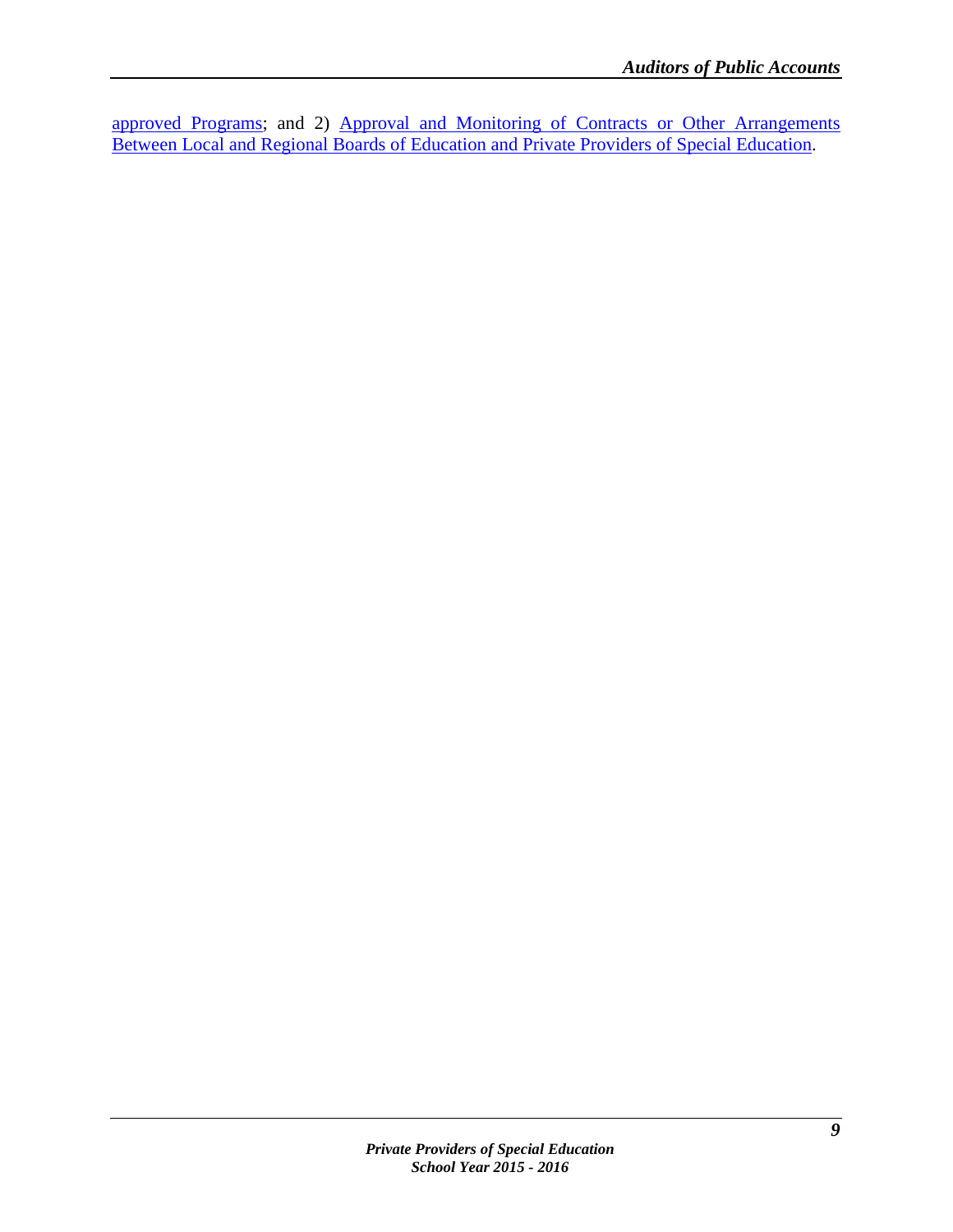approved Programs; and 2) Approval and Monitoring of Contracts or Other Arrangements Between Local and Regional Boards of Education and Private Providers of Special Education.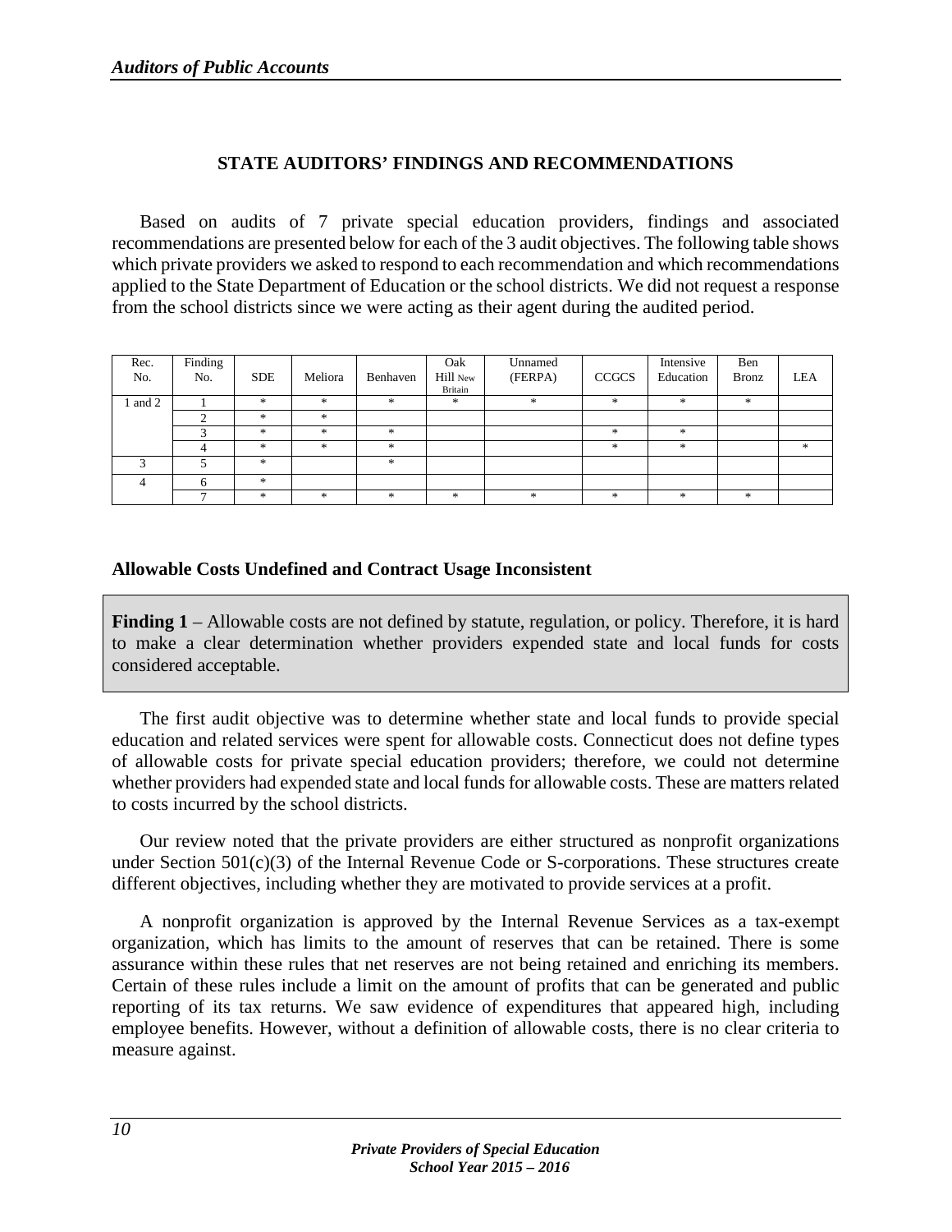## STATE AUDITORS' FINDINGS AND RECOMMENDATIONS

Based on audits of 7 private special education providers, findings and associated recommendations are presented below for each of the 3 audit objectives. The following table shows which private providers we asked to respond to each recommendation and which recommendations applied to the State Department of Education or the school districts. We did not request a response from the school districts since we were acting as their agent during the audited period.

| Rec. No. | Finding No. | SDE | Meliora | Benhaven | Oak Hill New Britain | Unnamed (FERPA) | CCGCS | Intensive Education | Ben Bronz | LEA |
|---|---|---|---|---|---|---|---|---|---|---|
| 1 and 2 | 1 | * | * | * | * | * | * | * | * | |
| | 2 | * | * | | | | | | | |
| | 3 | * | * | * | | | * | * | | |
| | 4 | * | * | * | | | * | * | | * |
| 3 | 5 | * | | * | | | | | | |
| 4 | 6 | * | | | | | | | | |
| | 7 | * | * | * | * | * | * | * | * | |

### Allowable Costs Undefined and Contract Usage Inconsistent

**Finding 1** – Allowable costs are not defined by statute, regulation, or policy. Therefore, it is hard to make a clear determination whether providers expended state and local funds for costs considered acceptable.

The first audit objective was to determine whether state and local funds to provide special education and related services were spent for allowable costs. Connecticut does not define types of allowable costs for private special education providers; therefore, we could not determine whether providers had expended state and local funds for allowable costs. These are matters related to costs incurred by the school districts.

Our review noted that the private providers are either structured as nonprofit organizations under Section 501(c)(3) of the Internal Revenue Code or S-corporations. These structures create different objectives, including whether they are motivated to provide services at a profit.

A nonprofit organization is approved by the Internal Revenue Services as a tax-exempt organization, which has limits to the amount of reserves that can be retained. There is some assurance within these rules that net reserves are not being retained and enriching its members. Certain of these rules include a limit on the amount of profits that can be generated and public reporting of its tax returns. We saw evidence of expenditures that appeared high, including employee benefits. However, without a definition of allowable costs, there is no clear criteria to measure against.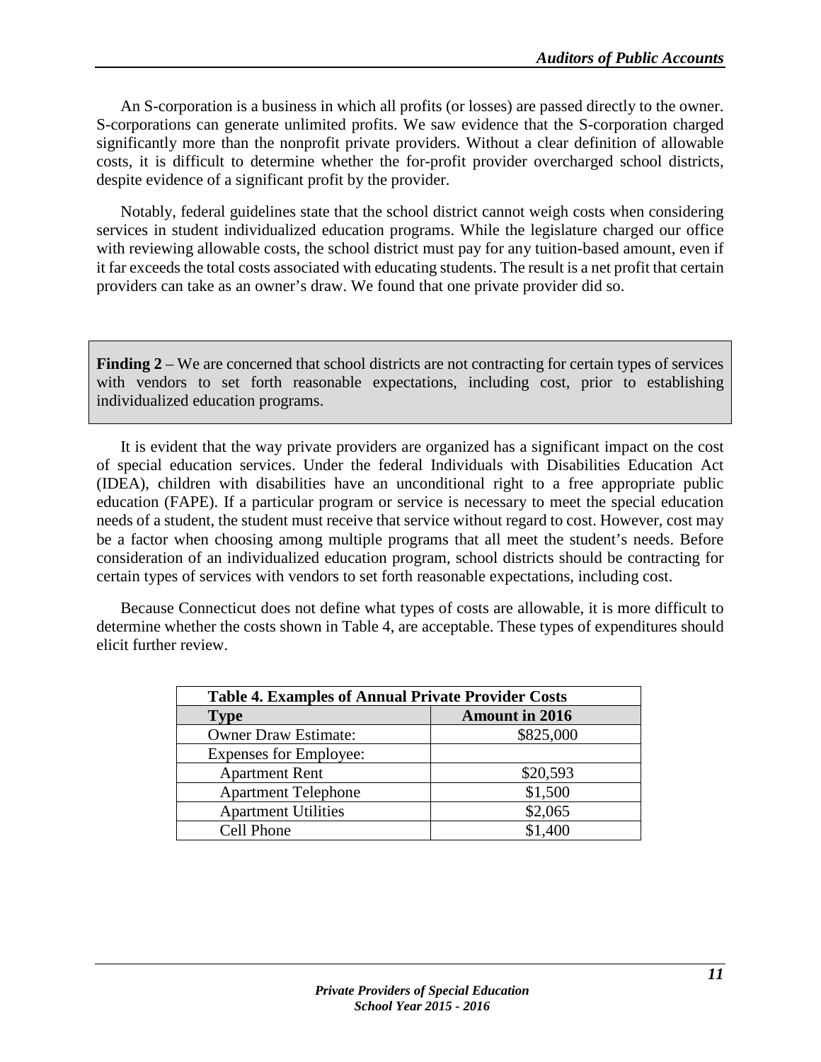An S-corporation is a business in which all profits (or losses) are passed directly to the owner. S-corporations can generate unlimited profits. We saw evidence that the S-corporation charged significantly more than the nonprofit private providers. Without a clear definition of allowable costs, it is difficult to determine whether the for-profit provider overcharged school districts, despite evidence of a significant profit by the provider.

Notably, federal guidelines state that the school district cannot weigh costs when considering services in student individualized education programs. While the legislature charged our office with reviewing allowable costs, the school district must pay for any tuition-based amount, even if it far exceeds the total costs associated with educating students. The result is a net profit that certain providers can take as an owner's draw. We found that one private provider did so.

**Finding 2** – We are concerned that school districts are not contracting for certain types of services with vendors to set forth reasonable expectations, including cost, prior to establishing individualized education programs.

It is evident that the way private providers are organized has a significant impact on the cost of special education services. Under the federal Individuals with Disabilities Education Act (IDEA), children with disabilities have an unconditional right to a free appropriate public education (FAPE). If a particular program or service is necessary to meet the special education needs of a student, the student must receive that service without regard to cost. However, cost may be a factor when choosing among multiple programs that all meet the student's needs. Before consideration of an individualized education program, school districts should be contracting for certain types of services with vendors to set forth reasonable expectations, including cost.

Because Connecticut does not define what types of costs are allowable, it is more difficult to determine whether the costs shown in Table 4, are acceptable. These types of expenditures should elicit further review.

**Table 4. Examples of Annual Private Provider Costs**

| Type | Amount in 2016 |
|---|---|
| Owner Draw Estimate: | \$825,000 |
| Expenses for Employee: | |
| Apartment Rent | \$20,593 |
| Apartment Telephone | \$1,500 |
| Apartment Utilities | \$2,065 |
| Cell Phone | \$1,400 |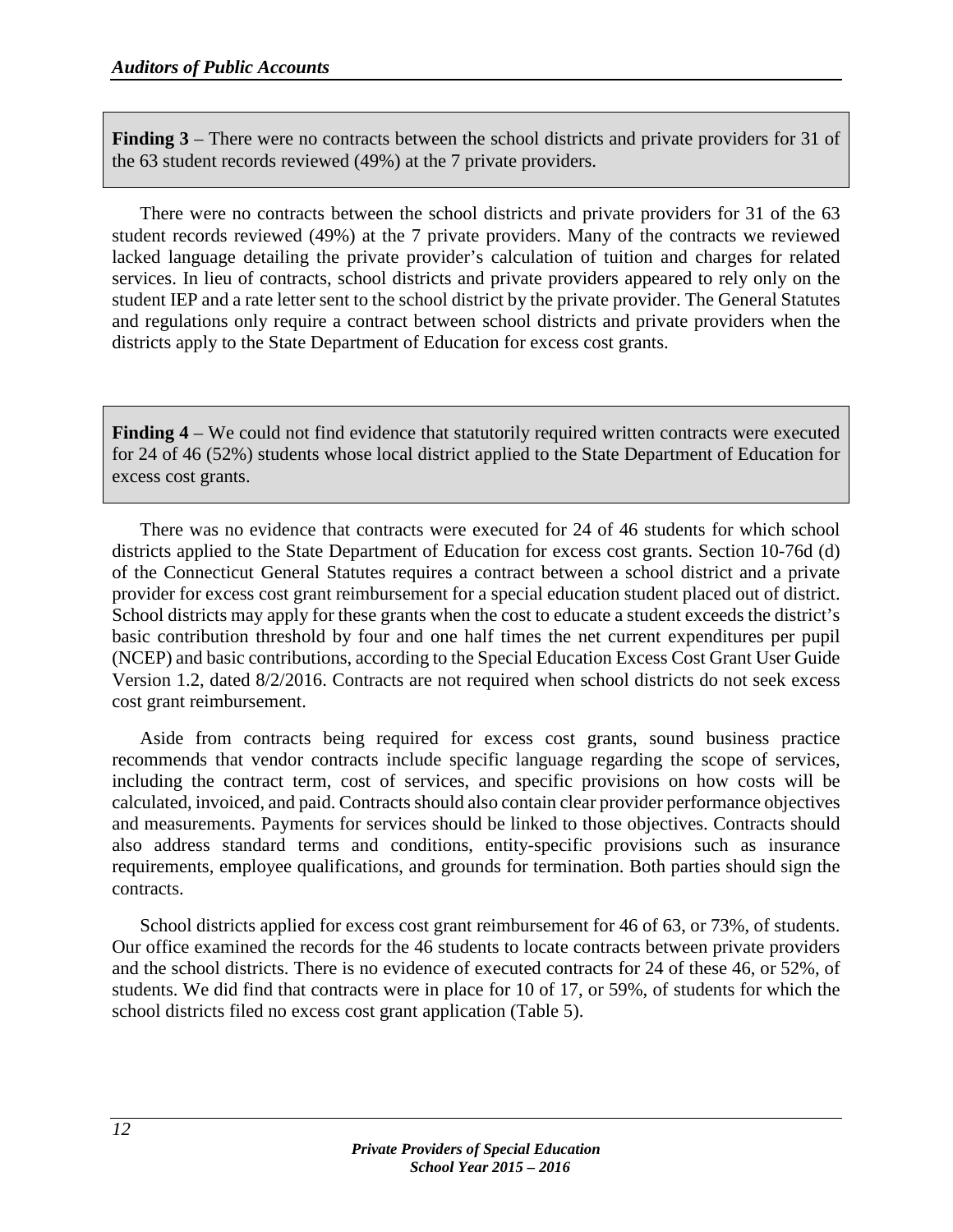**Finding 3** – There were no contracts between the school districts and private providers for 31 of the 63 student records reviewed (49%) at the 7 private providers.

There were no contracts between the school districts and private providers for 31 of the 63 student records reviewed (49%) at the 7 private providers. Many of the contracts we reviewed lacked language detailing the private provider's calculation of tuition and charges for related services. In lieu of contracts, school districts and private providers appeared to rely only on the student IEP and a rate letter sent to the school district by the private provider. The General Statutes and regulations only require a contract between school districts and private providers when the districts apply to the State Department of Education for excess cost grants.

**Finding 4** – We could not find evidence that statutorily required written contracts were executed for 24 of 46 (52%) students whose local district applied to the State Department of Education for excess cost grants.

There was no evidence that contracts were executed for 24 of 46 students for which school districts applied to the State Department of Education for excess cost grants. Section 10-76d (d) of the Connecticut General Statutes requires a contract between a school district and a private provider for excess cost grant reimbursement for a special education student placed out of district. School districts may apply for these grants when the cost to educate a student exceeds the district's basic contribution threshold by four and one half times the net current expenditures per pupil (NCEP) and basic contributions, according to the Special Education Excess Cost Grant User Guide Version 1.2, dated 8/2/2016. Contracts are not required when school districts do not seek excess cost grant reimbursement.

Aside from contracts being required for excess cost grants, sound business practice recommends that vendor contracts include specific language regarding the scope of services, including the contract term, cost of services, and specific provisions on how costs will be calculated, invoiced, and paid. Contracts should also contain clear provider performance objectives and measurements. Payments for services should be linked to those objectives. Contracts should also address standard terms and conditions, entity-specific provisions such as insurance requirements, employee qualifications, and grounds for termination. Both parties should sign the contracts.

School districts applied for excess cost grant reimbursement for 46 of 63, or 73%, of students. Our office examined the records for the 46 students to locate contracts between private providers and the school districts. There is no evidence of executed contracts for 24 of these 46, or 52%, of students. We did find that contracts were in place for 10 of 17, or 59%, of students for which the school districts filed no excess cost grant application (Table 5).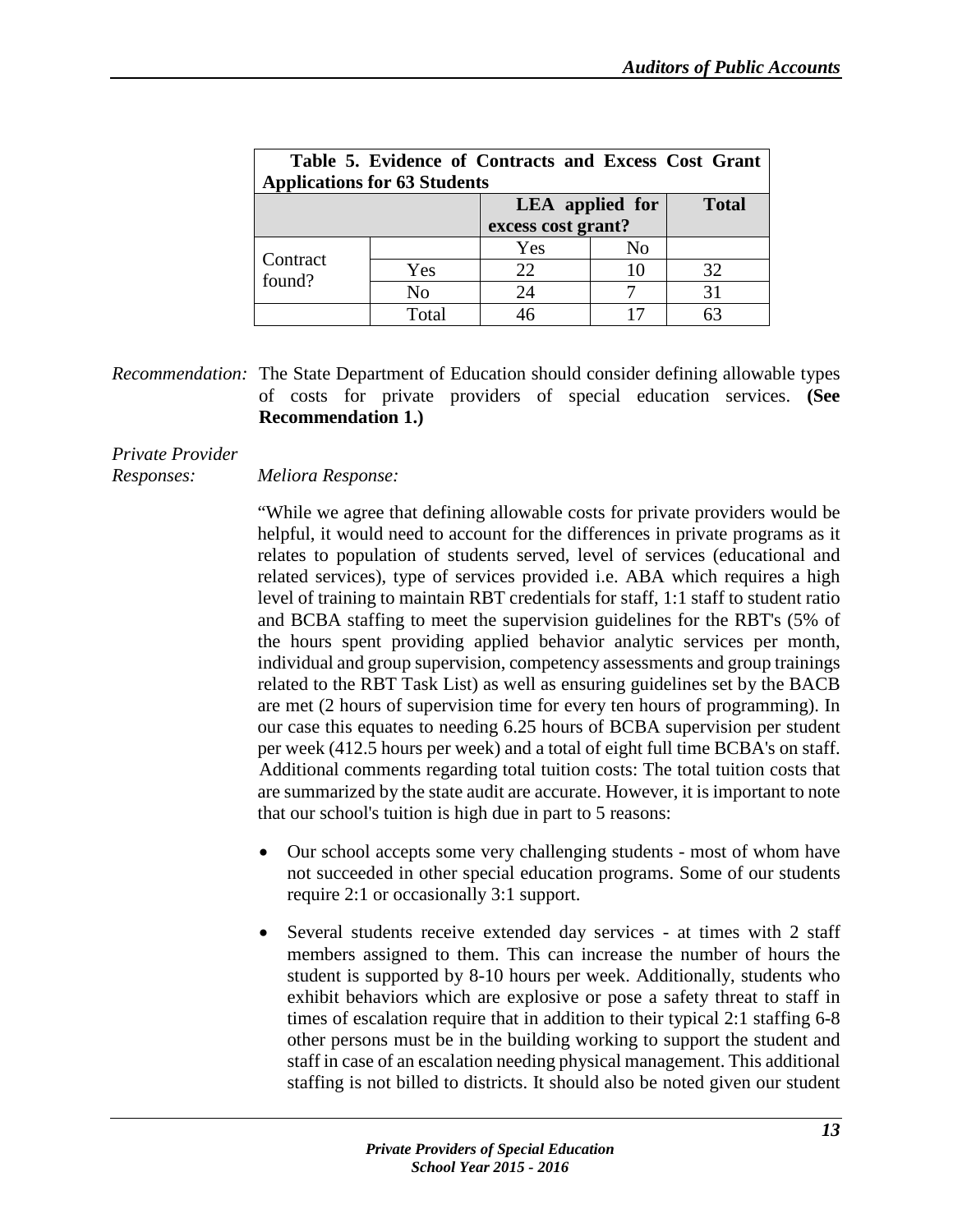**Table 5. Evidence of Contracts and Excess Cost Grant Applications for 63 Students**

| | | LEA applied for excess cost grant? | | Total |
|---|---|---|---|---|
| | | Yes | No | |
| Contract found? | Yes | 22 | 10 | 32 |
| | No | 24 | 7 | 31 |
| | Total | 46 | 17 | 63 |

*Recommendation:* The State Department of Education should consider defining allowable types of costs for private providers of special education services. **(See Recommendation 1.)**

*Private Provider Responses:*

*Meliora Response:*

"While we agree that defining allowable costs for private providers would be helpful, it would need to account for the differences in private programs as it relates to population of students served, level of services (educational and related services), type of services provided i.e. ABA which requires a high level of training to maintain RBT credentials for staff, 1:1 staff to student ratio and BCBA staffing to meet the supervision guidelines for the RBT's (5% of the hours spent providing applied behavior analytic services per month, individual and group supervision, competency assessments and group trainings related to the RBT Task List) as well as ensuring guidelines set by the BACB are met (2 hours of supervision time for every ten hours of programming). In our case this equates to needing 6.25 hours of BCBA supervision per student per week (412.5 hours per week) and a total of eight full time BCBA's on staff. Additional comments regarding total tuition costs: The total tuition costs that are summarized by the state audit are accurate. However, it is important to note that our school's tuition is high due in part to 5 reasons:

- Our school accepts some very challenging students - most of whom have not succeeded in other special education programs. Some of our students require 2:1 or occasionally 3:1 support.
- Several students receive extended day services - at times with 2 staff members assigned to them. This can increase the number of hours the student is supported by 8-10 hours per week. Additionally, students who exhibit behaviors which are explosive or pose a safety threat to staff in times of escalation require that in addition to their typical 2:1 staffing 6-8 other persons must be in the building working to support the student and staff in case of an escalation needing physical management. This additional staffing is not billed to districts. It should also be noted given our student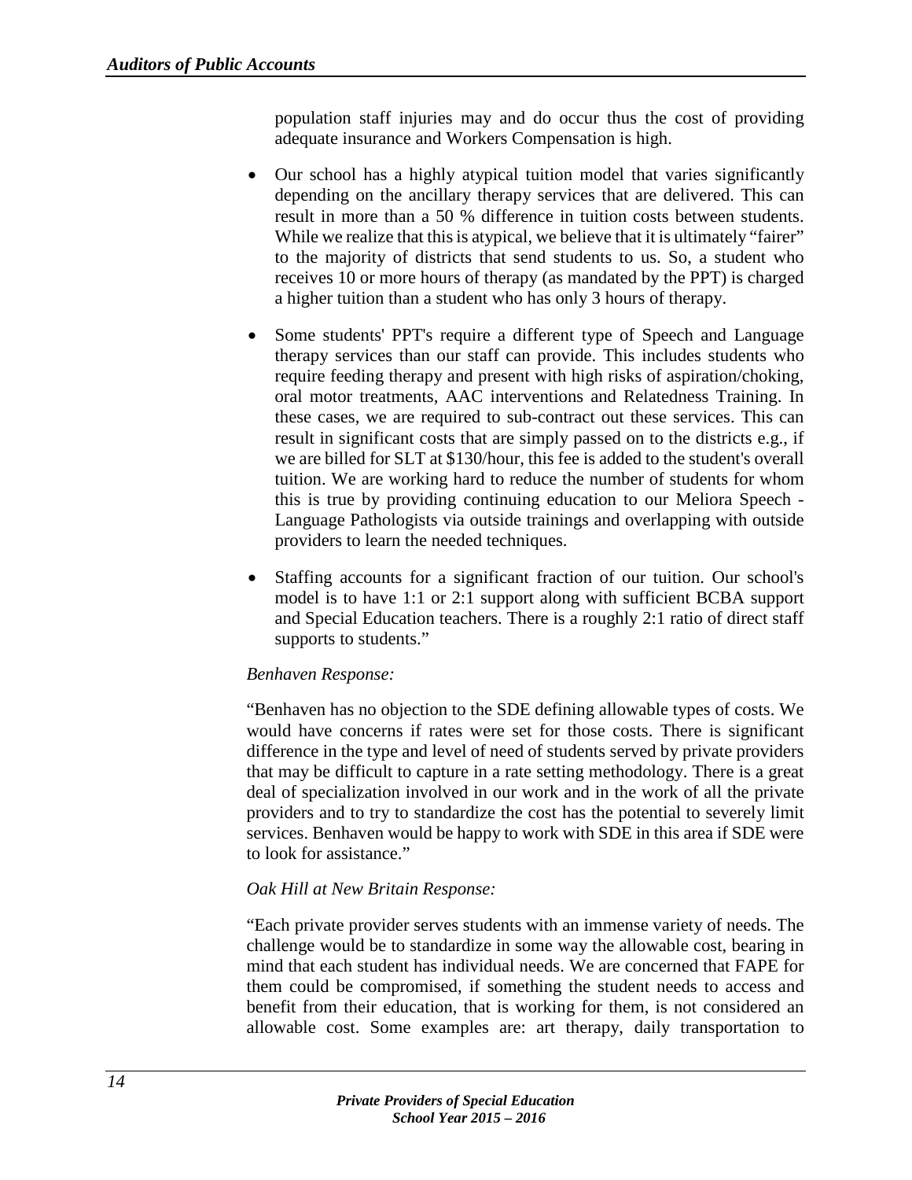population staff injuries may and do occur thus the cost of providing adequate insurance and Workers Compensation is high.

- Our school has a highly atypical tuition model that varies significantly depending on the ancillary therapy services that are delivered. This can result in more than a 50 % difference in tuition costs between students. While we realize that this is atypical, we believe that it is ultimately "fairer" to the majority of districts that send students to us. So, a student who receives 10 or more hours of therapy (as mandated by the PPT) is charged a higher tuition than a student who has only 3 hours of therapy.
- Some students' PPT's require a different type of Speech and Language therapy services than our staff can provide. This includes students who require feeding therapy and present with high risks of aspiration/choking, oral motor treatments, AAC interventions and Relatedness Training. In these cases, we are required to sub-contract out these services. This can result in significant costs that are simply passed on to the districts e.g., if we are billed for SLT at $130/hour, this fee is added to the student's overall tuition. We are working hard to reduce the number of students for whom this is true by providing continuing education to our Meliora Speech - Language Pathologists via outside trainings and overlapping with outside providers to learn the needed techniques.
- Staffing accounts for a significant fraction of our tuition. Our school's model is to have 1:1 or 2:1 support along with sufficient BCBA support and Special Education teachers. There is a roughly 2:1 ratio of direct staff supports to students."

*Benhaven Response:*

"Benhaven has no objection to the SDE defining allowable types of costs. We would have concerns if rates were set for those costs. There is significant difference in the type and level of need of students served by private providers that may be difficult to capture in a rate setting methodology. There is a great deal of specialization involved in our work and in the work of all the private providers and to try to standardize the cost has the potential to severely limit services. Benhaven would be happy to work with SDE in this area if SDE were to look for assistance."

*Oak Hill at New Britain Response:*

"Each private provider serves students with an immense variety of needs. The challenge would be to standardize in some way the allowable cost, bearing in mind that each student has individual needs. We are concerned that FAPE for them could be compromised, if something the student needs to access and benefit from their education, that is working for them, is not considered an allowable cost. Some examples are: art therapy, daily transportation to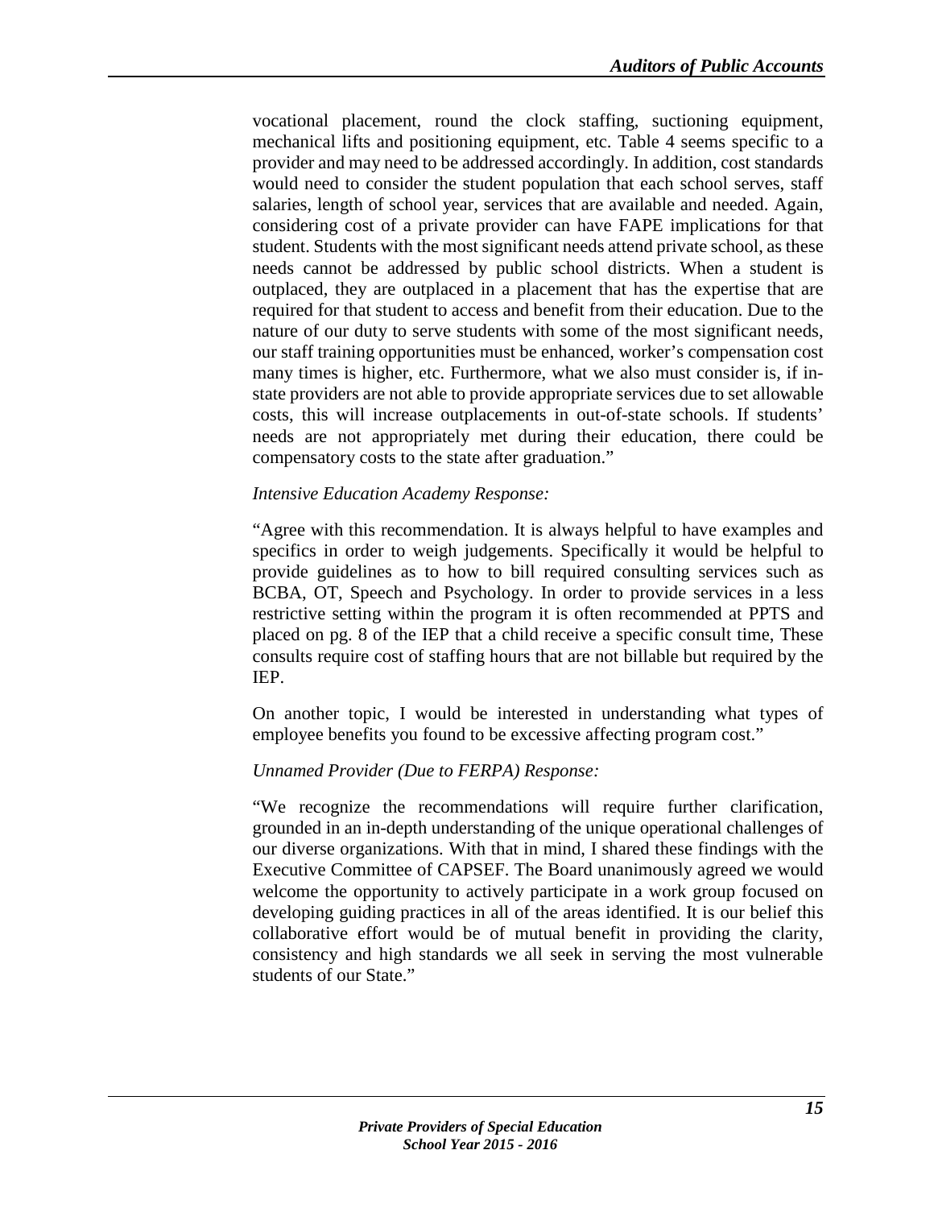vocational placement, round the clock staffing, suctioning equipment, mechanical lifts and positioning equipment, etc. Table 4 seems specific to a provider and may need to be addressed accordingly. In addition, cost standards would need to consider the student population that each school serves, staff salaries, length of school year, services that are available and needed. Again, considering cost of a private provider can have FAPE implications for that student. Students with the most significant needs attend private school, as these needs cannot be addressed by public school districts. When a student is outplaced, they are outplaced in a placement that has the expertise that are required for that student to access and benefit from their education. Due to the nature of our duty to serve students with some of the most significant needs, our staff training opportunities must be enhanced, worker's compensation cost many times is higher, etc. Furthermore, what we also must consider is, if in-state providers are not able to provide appropriate services due to set allowable costs, this will increase outplacements in out-of-state schools. If students' needs are not appropriately met during their education, there could be compensatory costs to the state after graduation."

*Intensive Education Academy Response:*

"Agree with this recommendation. It is always helpful to have examples and specifics in order to weigh judgements. Specifically it would be helpful to provide guidelines as to how to bill required consulting services such as BCBA, OT, Speech and Psychology. In order to provide services in a less restrictive setting within the program it is often recommended at PPTS and placed on pg. 8 of the IEP that a child receive a specific consult time, These consults require cost of staffing hours that are not billable but required by the IEP.

On another topic, I would be interested in understanding what types of employee benefits you found to be excessive affecting program cost."

*Unnamed Provider (Due to FERPA) Response:*

"We recognize the recommendations will require further clarification, grounded in an in-depth understanding of the unique operational challenges of our diverse organizations. With that in mind, I shared these findings with the Executive Committee of CAPSEF. The Board unanimously agreed we would welcome the opportunity to actively participate in a work group focused on developing guiding practices in all of the areas identified. It is our belief this collaborative effort would be of mutual benefit in providing the clarity, consistency and high standards we all seek in serving the most vulnerable students of our State."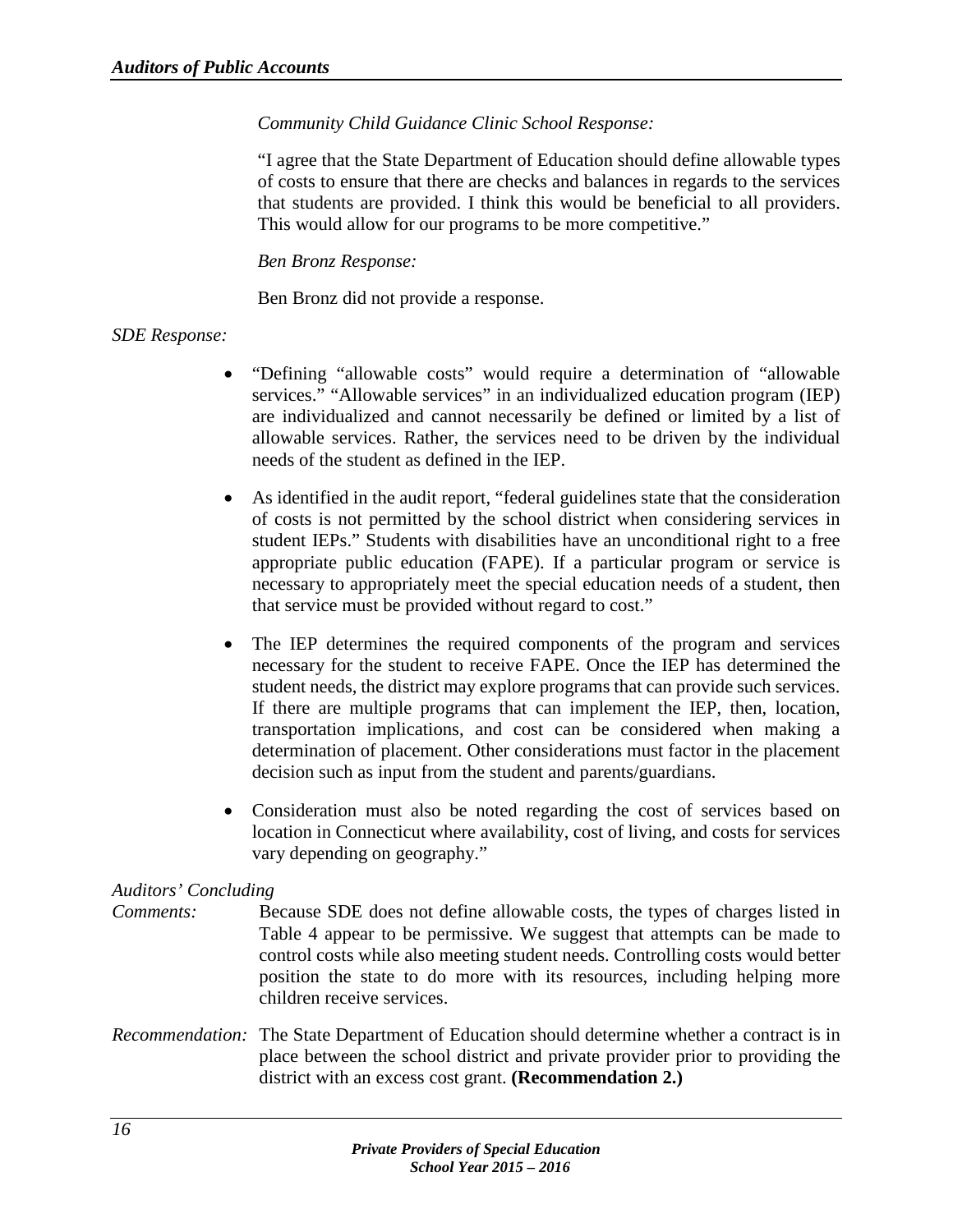*Community Child Guidance Clinic School Response:*

"I agree that the State Department of Education should define allowable types of costs to ensure that there are checks and balances in regards to the services that students are provided. I think this would be beneficial to all providers. This would allow for our programs to be more competitive."

*Ben Bronz Response:*

Ben Bronz did not provide a response.

*SDE Response:*

- "Defining "allowable costs" would require a determination of "allowable services." "Allowable services" in an individualized education program (IEP) are individualized and cannot necessarily be defined or limited by a list of allowable services. Rather, the services need to be driven by the individual needs of the student as defined in the IEP.
- As identified in the audit report, "federal guidelines state that the consideration of costs is not permitted by the school district when considering services in student IEPs." Students with disabilities have an unconditional right to a free appropriate public education (FAPE). If a particular program or service is necessary to appropriately meet the special education needs of a student, then that service must be provided without regard to cost."
- The IEP determines the required components of the program and services necessary for the student to receive FAPE. Once the IEP has determined the student needs, the district may explore programs that can provide such services. If there are multiple programs that can implement the IEP, then, location, transportation implications, and cost can be considered when making a determination of placement. Other considerations must factor in the placement decision such as input from the student and parents/guardians.
- Consideration must also be noted regarding the cost of services based on location in Connecticut where availability, cost of living, and costs for services vary depending on geography."

*Auditors' Concluding Comments:* Because SDE does not define allowable costs, the types of charges listed in Table 4 appear to be permissive. We suggest that attempts can be made to control costs while also meeting student needs. Controlling costs would better position the state to do more with its resources, including helping more children receive services.

*Recommendation:* The State Department of Education should determine whether a contract is in place between the school district and private provider prior to providing the district with an excess cost grant. **(Recommendation 2.)**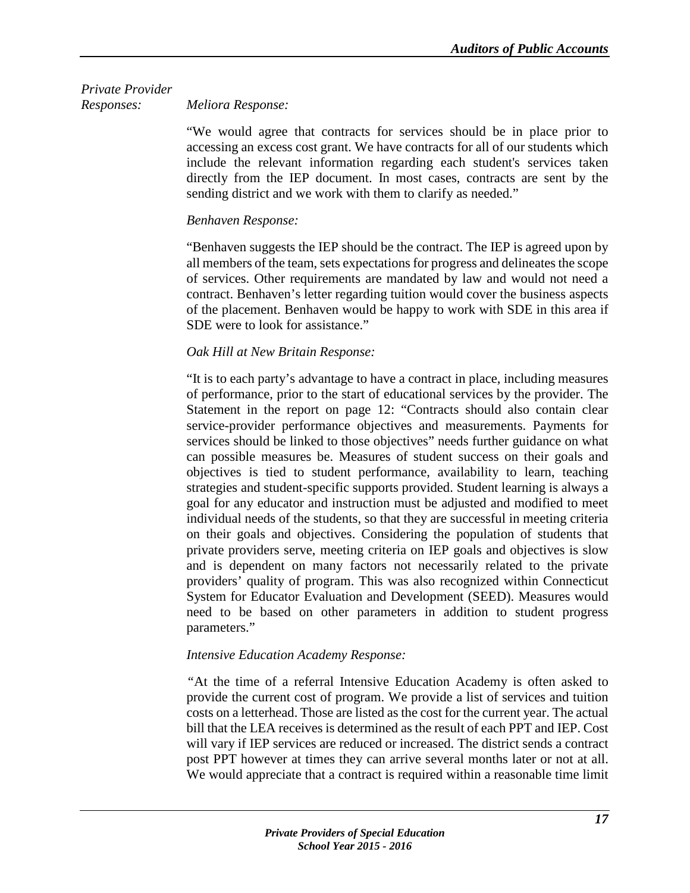*Private Provider Responses:*

*Meliora Response:*

"We would agree that contracts for services should be in place prior to accessing an excess cost grant. We have contracts for all of our students which include the relevant information regarding each student's services taken directly from the IEP document. In most cases, contracts are sent by the sending district and we work with them to clarify as needed."

*Benhaven Response:*

"Benhaven suggests the IEP should be the contract. The IEP is agreed upon by all members of the team, sets expectations for progress and delineates the scope of services. Other requirements are mandated by law and would not need a contract. Benhaven's letter regarding tuition would cover the business aspects of the placement. Benhaven would be happy to work with SDE in this area if SDE were to look for assistance."

*Oak Hill at New Britain Response:*

"It is to each party's advantage to have a contract in place, including measures of performance, prior to the start of educational services by the provider. The Statement in the report on page 12: "Contracts should also contain clear service-provider performance objectives and measurements. Payments for services should be linked to those objectives" needs further guidance on what can possible measures be. Measures of student success on their goals and objectives is tied to student performance, availability to learn, teaching strategies and student-specific supports provided. Student learning is always a goal for any educator and instruction must be adjusted and modified to meet individual needs of the students, so that they are successful in meeting criteria on their goals and objectives. Considering the population of students that private providers serve, meeting criteria on IEP goals and objectives is slow and is dependent on many factors not necessarily related to the private providers' quality of program. This was also recognized within Connecticut System for Educator Evaluation and Development (SEED). Measures would need to be based on other parameters in addition to student progress parameters."

*Intensive Education Academy Response:*

"At the time of a referral Intensive Education Academy is often asked to provide the current cost of program. We provide a list of services and tuition costs on a letterhead. Those are listed as the cost for the current year. The actual bill that the LEA receives is determined as the result of each PPT and IEP. Cost will vary if IEP services are reduced or increased. The district sends a contract post PPT however at times they can arrive several months later or not at all. We would appreciate that a contract is required within a reasonable time limit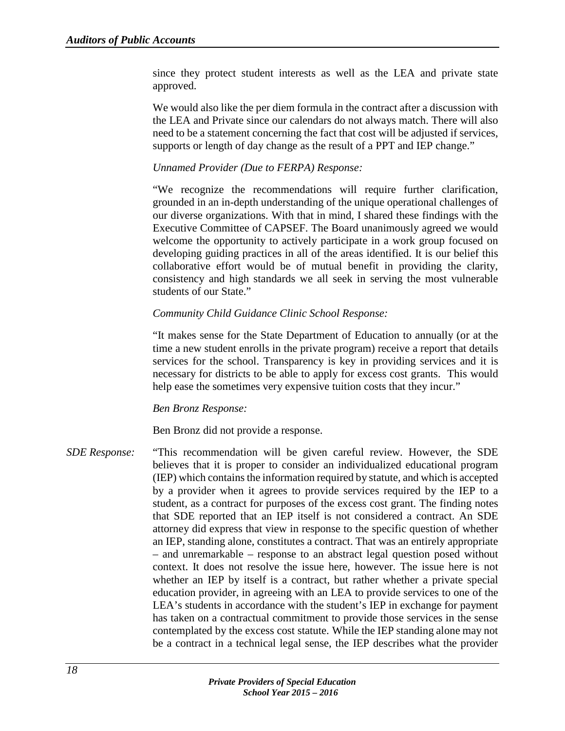since they protect student interests as well as the LEA and private state approved.

We would also like the per diem formula in the contract after a discussion with the LEA and Private since our calendars do not always match. There will also need to be a statement concerning the fact that cost will be adjusted if services, supports or length of day change as the result of a PPT and IEP change."

*Unnamed Provider (Due to FERPA) Response:*

"We recognize the recommendations will require further clarification, grounded in an in-depth understanding of the unique operational challenges of our diverse organizations. With that in mind, I shared these findings with the Executive Committee of CAPSEF. The Board unanimously agreed we would welcome the opportunity to actively participate in a work group focused on developing guiding practices in all of the areas identified. It is our belief this collaborative effort would be of mutual benefit in providing the clarity, consistency and high standards we all seek in serving the most vulnerable students of our State."

*Community Child Guidance Clinic School Response:*

"It makes sense for the State Department of Education to annually (or at the time a new student enrolls in the private program) receive a report that details services for the school. Transparency is key in providing services and it is necessary for districts to be able to apply for excess cost grants. This would help ease the sometimes very expensive tuition costs that they incur."

*Ben Bronz Response:*

Ben Bronz did not provide a response.

*SDE Response:* "This recommendation will be given careful review. However, the SDE believes that it is proper to consider an individualized educational program (IEP) which contains the information required by statute, and which is accepted by a provider when it agrees to provide services required by the IEP to a student, as a contract for purposes of the excess cost grant. The finding notes that SDE reported that an IEP itself is not considered a contract. An SDE attorney did express that view in response to the specific question of whether an IEP, standing alone, constitutes a contract. That was an entirely appropriate – and unremarkable – response to an abstract legal question posed without context. It does not resolve the issue here, however. The issue here is not whether an IEP by itself is a contract, but rather whether a private special education provider, in agreeing with an LEA to provide services to one of the LEA's students in accordance with the student's IEP in exchange for payment has taken on a contractual commitment to provide those services in the sense contemplated by the excess cost statute. While the IEP standing alone may not be a contract in a technical legal sense, the IEP describes what the provider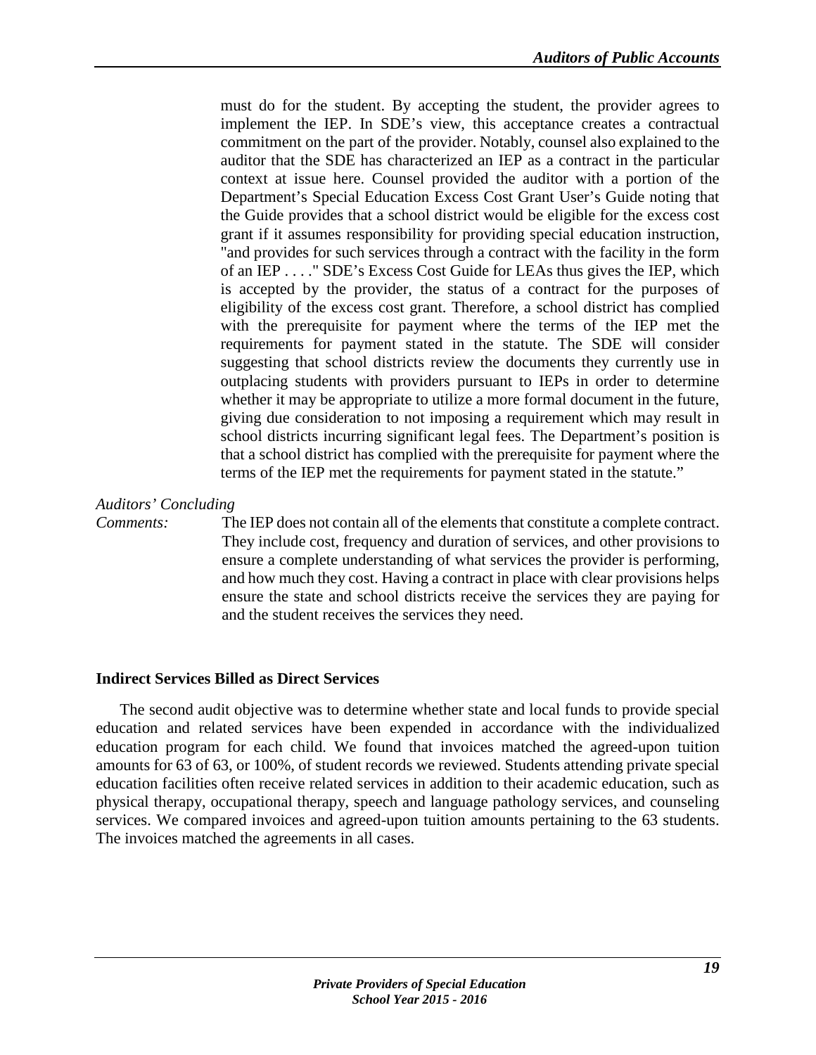must do for the student. By accepting the student, the provider agrees to implement the IEP. In SDE's view, this acceptance creates a contractual commitment on the part of the provider. Notably, counsel also explained to the auditor that the SDE has characterized an IEP as a contract in the particular context at issue here. Counsel provided the auditor with a portion of the Department's Special Education Excess Cost Grant User's Guide noting that the Guide provides that a school district would be eligible for the excess cost grant if it assumes responsibility for providing special education instruction, "and provides for such services through a contract with the facility in the form of an IEP . . . ." SDE's Excess Cost Guide for LEAs thus gives the IEP, which is accepted by the provider, the status of a contract for the purposes of eligibility of the excess cost grant. Therefore, a school district has complied with the prerequisite for payment where the terms of the IEP met the requirements for payment stated in the statute. The SDE will consider suggesting that school districts review the documents they currently use in outplacing students with providers pursuant to IEPs in order to determine whether it may be appropriate to utilize a more formal document in the future, giving due consideration to not imposing a requirement which may result in school districts incurring significant legal fees. The Department's position is that a school district has complied with the prerequisite for payment where the terms of the IEP met the requirements for payment stated in the statute."

*Auditors' Concluding Comments:* The IEP does not contain all of the elements that constitute a complete contract. They include cost, frequency and duration of services, and other provisions to ensure a complete understanding of what services the provider is performing, and how much they cost. Having a contract in place with clear provisions helps ensure the state and school districts receive the services they are paying for and the student receives the services they need.

**Indirect Services Billed as Direct Services**

The second audit objective was to determine whether state and local funds to provide special education and related services have been expended in accordance with the individualized education program for each child. We found that invoices matched the agreed-upon tuition amounts for 63 of 63, or 100%, of student records we reviewed. Students attending private special education facilities often receive related services in addition to their academic education, such as physical therapy, occupational therapy, speech and language pathology services, and counseling services. We compared invoices and agreed-upon tuition amounts pertaining to the 63 students. The invoices matched the agreements in all cases.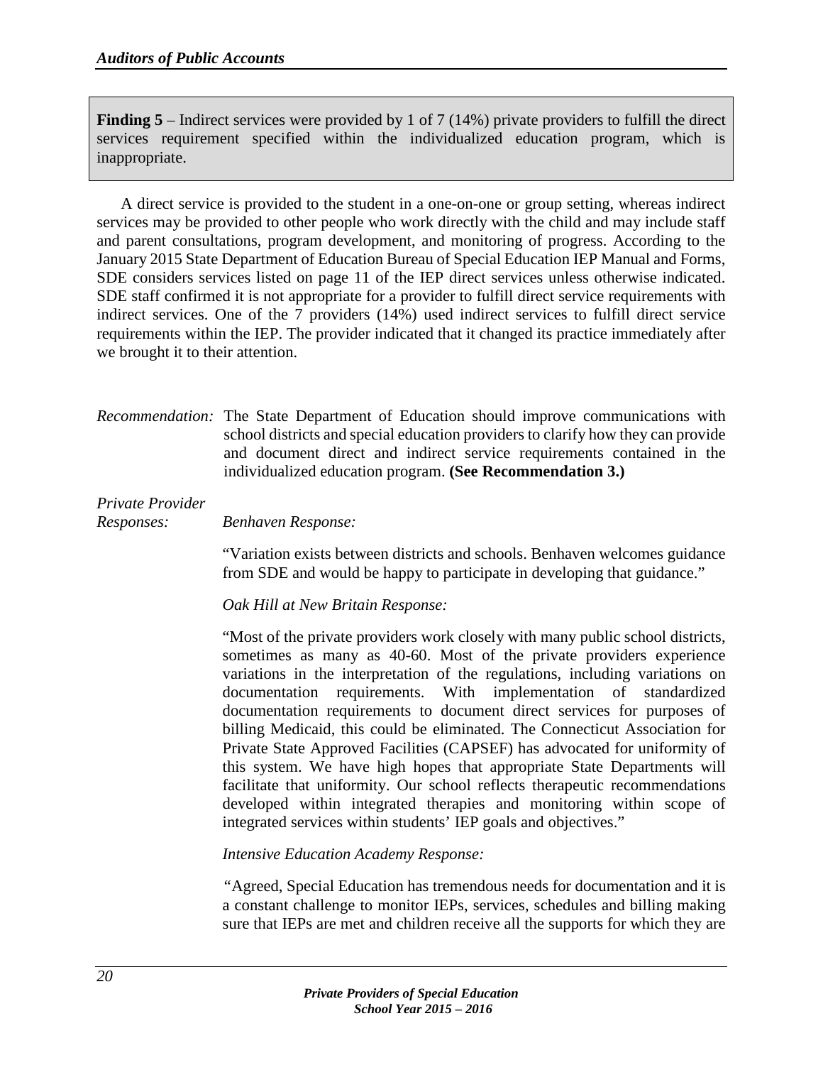**Finding 5** – Indirect services were provided by 1 of 7 (14%) private providers to fulfill the direct services requirement specified within the individualized education program, which is inappropriate.

A direct service is provided to the student in a one-on-one or group setting, whereas indirect services may be provided to other people who work directly with the child and may include staff and parent consultations, program development, and monitoring of progress. According to the January 2015 State Department of Education Bureau of Special Education IEP Manual and Forms, SDE considers services listed on page 11 of the IEP direct services unless otherwise indicated. SDE staff confirmed it is not appropriate for a provider to fulfill direct service requirements with indirect services. One of the 7 providers (14%) used indirect services to fulfill direct service requirements within the IEP. The provider indicated that it changed its practice immediately after we brought it to their attention.

*Recommendation:* The State Department of Education should improve communications with school districts and special education providers to clarify how they can provide and document direct and indirect service requirements contained in the individualized education program. **(See Recommendation 3.)**

*Private Provider Responses:*

*Benhaven Response:*

"Variation exists between districts and schools. Benhaven welcomes guidance from SDE and would be happy to participate in developing that guidance."

*Oak Hill at New Britain Response:*

"Most of the private providers work closely with many public school districts, sometimes as many as 40-60. Most of the private providers experience variations in the interpretation of the regulations, including variations on documentation requirements. With implementation of standardized documentation requirements to document direct services for purposes of billing Medicaid, this could be eliminated. The Connecticut Association for Private State Approved Facilities (CAPSEF) has advocated for uniformity of this system. We have high hopes that appropriate State Departments will facilitate that uniformity. Our school reflects therapeutic recommendations developed within integrated therapies and monitoring within scope of integrated services within students' IEP goals and objectives."

*Intensive Education Academy Response:*

"Agreed, Special Education has tremendous needs for documentation and it is a constant challenge to monitor IEPs, services, schedules and billing making sure that IEPs are met and children receive all the supports for which they are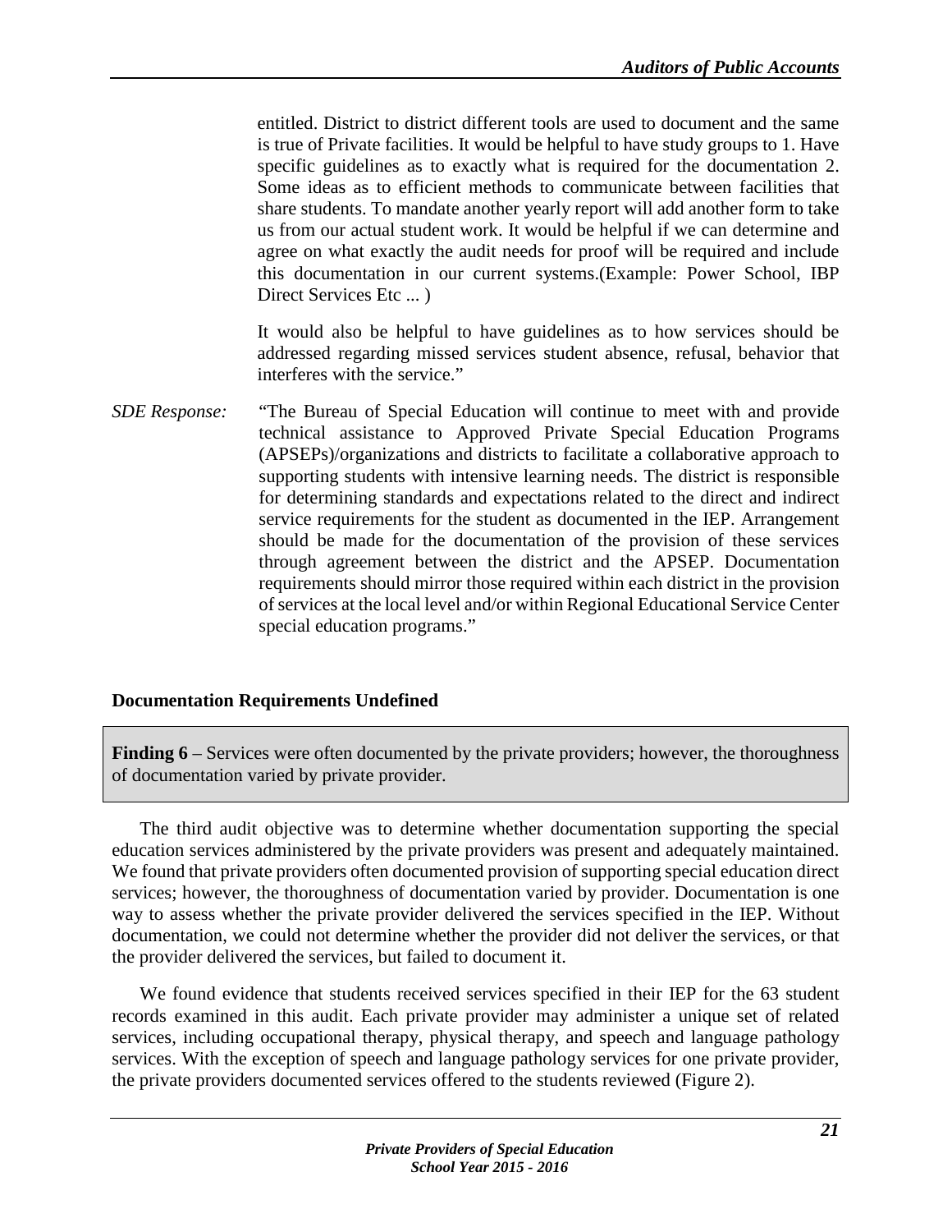entitled. District to district different tools are used to document and the same is true of Private facilities. It would be helpful to have study groups to 1. Have specific guidelines as to exactly what is required for the documentation 2. Some ideas as to efficient methods to communicate between facilities that share students. To mandate another yearly report will add another form to take us from our actual student work. It would be helpful if we can determine and agree on what exactly the audit needs for proof will be required and include this documentation in our current systems.(Example: Power School, IBP Direct Services Etc ... )

It would also be helpful to have guidelines as to how services should be addressed regarding missed services student absence, refusal, behavior that interferes with the service."

*SDE Response:* "The Bureau of Special Education will continue to meet with and provide technical assistance to Approved Private Special Education Programs (APSEPs)/organizations and districts to facilitate a collaborative approach to supporting students with intensive learning needs. The district is responsible for determining standards and expectations related to the direct and indirect service requirements for the student as documented in the IEP. Arrangement should be made for the documentation of the provision of these services through agreement between the district and the APSEP. Documentation requirements should mirror those required within each district in the provision of services at the local level and/or within Regional Educational Service Center special education programs."

## Documentation Requirements Undefined

**Finding 6** – Services were often documented by the private providers; however, the thoroughness of documentation varied by private provider.

The third audit objective was to determine whether documentation supporting the special education services administered by the private providers was present and adequately maintained. We found that private providers often documented provision of supporting special education direct services; however, the thoroughness of documentation varied by provider. Documentation is one way to assess whether the private provider delivered the services specified in the IEP. Without documentation, we could not determine whether the provider did not deliver the services, or that the provider delivered the services, but failed to document it.

We found evidence that students received services specified in their IEP for the 63 student records examined in this audit. Each private provider may administer a unique set of related services, including occupational therapy, physical therapy, and speech and language pathology services. With the exception of speech and language pathology services for one private provider, the private providers documented services offered to the students reviewed (Figure 2).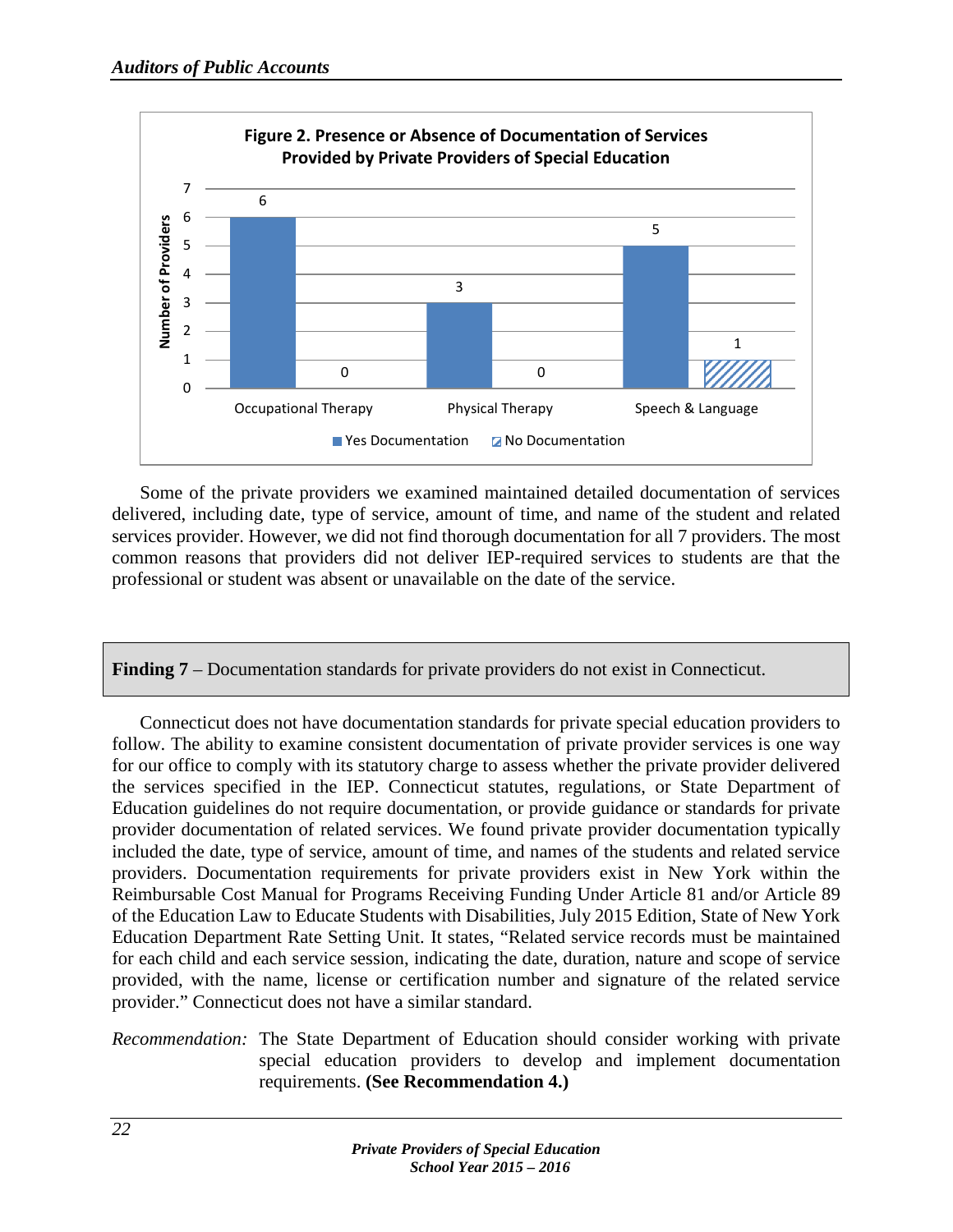**Figure 2. Presence or Absence of Documentation of Services Provided by Private Providers of Special Education**

| | Yes Documentation | No Documentation |
|---|---|---|
| Occupational Therapy | 6 | 0 |
| Physical Therapy | 3 | 0 |
| Speech & Language | 5 | 1 |

Some of the private providers we examined maintained detailed documentation of services delivered, including date, type of service, amount of time, and name of the student and related services provider. However, we did not find thorough documentation for all 7 providers. The most common reasons that providers did not deliver IEP-required services to students are that the professional or student was absent or unavailable on the date of the service.

**Finding 7** – Documentation standards for private providers do not exist in Connecticut.

Connecticut does not have documentation standards for private special education providers to follow. The ability to examine consistent documentation of private provider services is one way for our office to comply with its statutory charge to assess whether the private provider delivered the services specified in the IEP. Connecticut statutes, regulations, or State Department of Education guidelines do not require documentation, or provide guidance or standards for private provider documentation of related services. We found private provider documentation typically included the date, type of service, amount of time, and names of the students and related service providers. Documentation requirements for private providers exist in New York within the Reimbursable Cost Manual for Programs Receiving Funding Under Article 81 and/or Article 89 of the Education Law to Educate Students with Disabilities, July 2015 Edition, State of New York Education Department Rate Setting Unit. It states, "Related service records must be maintained for each child and each service session, indicating the date, duration, nature and scope of service provided, with the name, license or certification number and signature of the related service provider." Connecticut does not have a similar standard.

*Recommendation:* The State Department of Education should consider working with private special education providers to develop and implement documentation requirements. **(See Recommendation 4.)**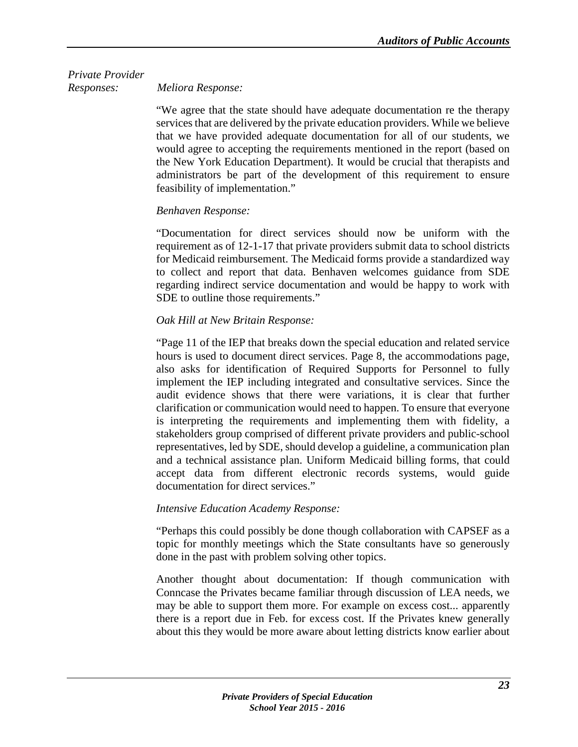*Private Provider Responses:*

*Meliora Response:*

"We agree that the state should have adequate documentation re the therapy services that are delivered by the private education providers. While we believe that we have provided adequate documentation for all of our students, we would agree to accepting the requirements mentioned in the report (based on the New York Education Department). It would be crucial that therapists and administrators be part of the development of this requirement to ensure feasibility of implementation."

*Benhaven Response:*

"Documentation for direct services should now be uniform with the requirement as of 12-1-17 that private providers submit data to school districts for Medicaid reimbursement. The Medicaid forms provide a standardized way to collect and report that data. Benhaven welcomes guidance from SDE regarding indirect service documentation and would be happy to work with SDE to outline those requirements."

*Oak Hill at New Britain Response:*

"Page 11 of the IEP that breaks down the special education and related service hours is used to document direct services. Page 8, the accommodations page, also asks for identification of Required Supports for Personnel to fully implement the IEP including integrated and consultative services. Since the audit evidence shows that there were variations, it is clear that further clarification or communication would need to happen. To ensure that everyone is interpreting the requirements and implementing them with fidelity, a stakeholders group comprised of different private providers and public-school representatives, led by SDE, should develop a guideline, a communication plan and a technical assistance plan. Uniform Medicaid billing forms, that could accept data from different electronic records systems, would guide documentation for direct services."

*Intensive Education Academy Response:*

"Perhaps this could possibly be done though collaboration with CAPSEF as a topic for monthly meetings which the State consultants have so generously done in the past with problem solving other topics.

Another thought about documentation: If though communication with Conncase the Privates became familiar through discussion of LEA needs, we may be able to support them more. For example on excess cost... apparently there is a report due in Feb. for excess cost. If the Privates knew generally about this they would be more aware about letting districts know earlier about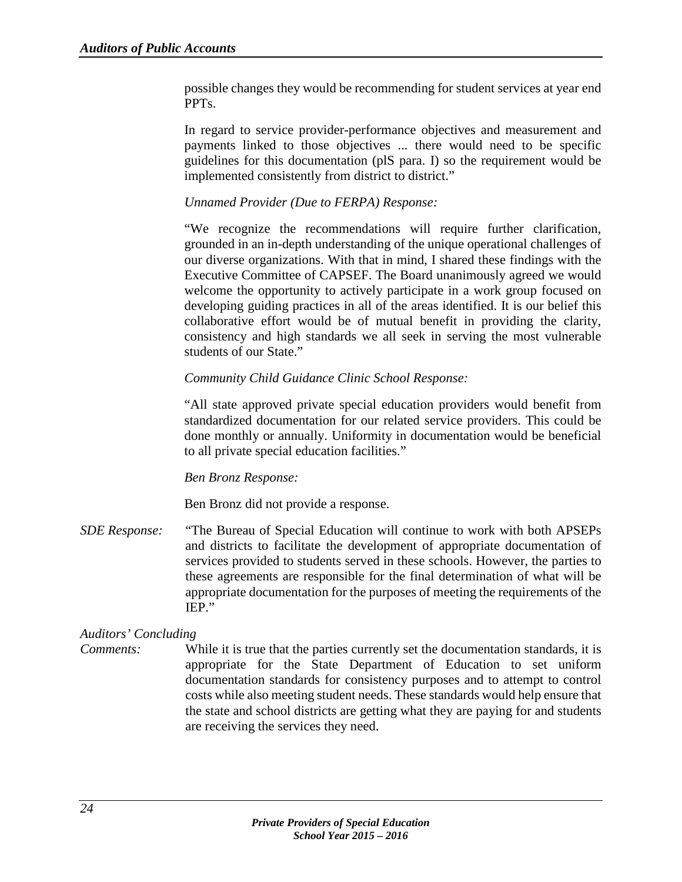possible changes they would be recommending for student services at year end PPTs.

In regard to service provider-performance objectives and measurement and payments linked to those objectives ... there would need to be specific guidelines for this documentation (plS para. I) so the requirement would be implemented consistently from district to district."

*Unnamed Provider (Due to FERPA) Response:*

"We recognize the recommendations will require further clarification, grounded in an in-depth understanding of the unique operational challenges of our diverse organizations. With that in mind, I shared these findings with the Executive Committee of CAPSEF. The Board unanimously agreed we would welcome the opportunity to actively participate in a work group focused on developing guiding practices in all of the areas identified. It is our belief this collaborative effort would be of mutual benefit in providing the clarity, consistency and high standards we all seek in serving the most vulnerable students of our State."

*Community Child Guidance Clinic School Response:*

"All state approved private special education providers would benefit from standardized documentation for our related service providers. This could be done monthly or annually. Uniformity in documentation would be beneficial to all private special education facilities."

*Ben Bronz Response:*

Ben Bronz did not provide a response.

*SDE Response:* "The Bureau of Special Education will continue to work with both APSEPs and districts to facilitate the development of appropriate documentation of services provided to students served in these schools. However, the parties to these agreements are responsible for the final determination of what will be appropriate documentation for the purposes of meeting the requirements of the IEP."

*Auditors' Concluding Comments:* While it is true that the parties currently set the documentation standards, it is appropriate for the State Department of Education to set uniform documentation standards for consistency purposes and to attempt to control costs while also meeting student needs. These standards would help ensure that the state and school districts are getting what they are paying for and students are receiving the services they need.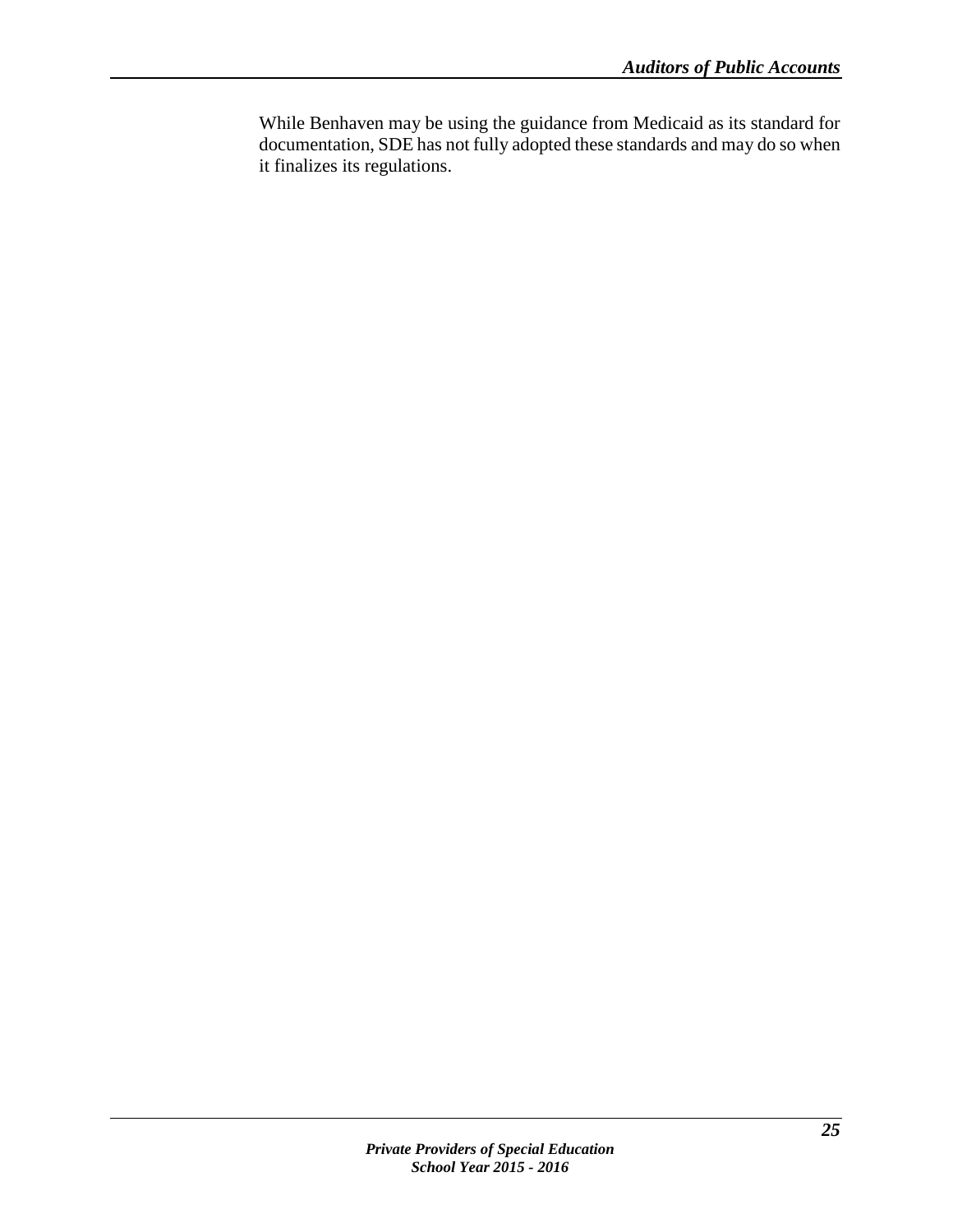While Benhaven may be using the guidance from Medicaid as its standard for documentation, SDE has not fully adopted these standards and may do so when it finalizes its regulations.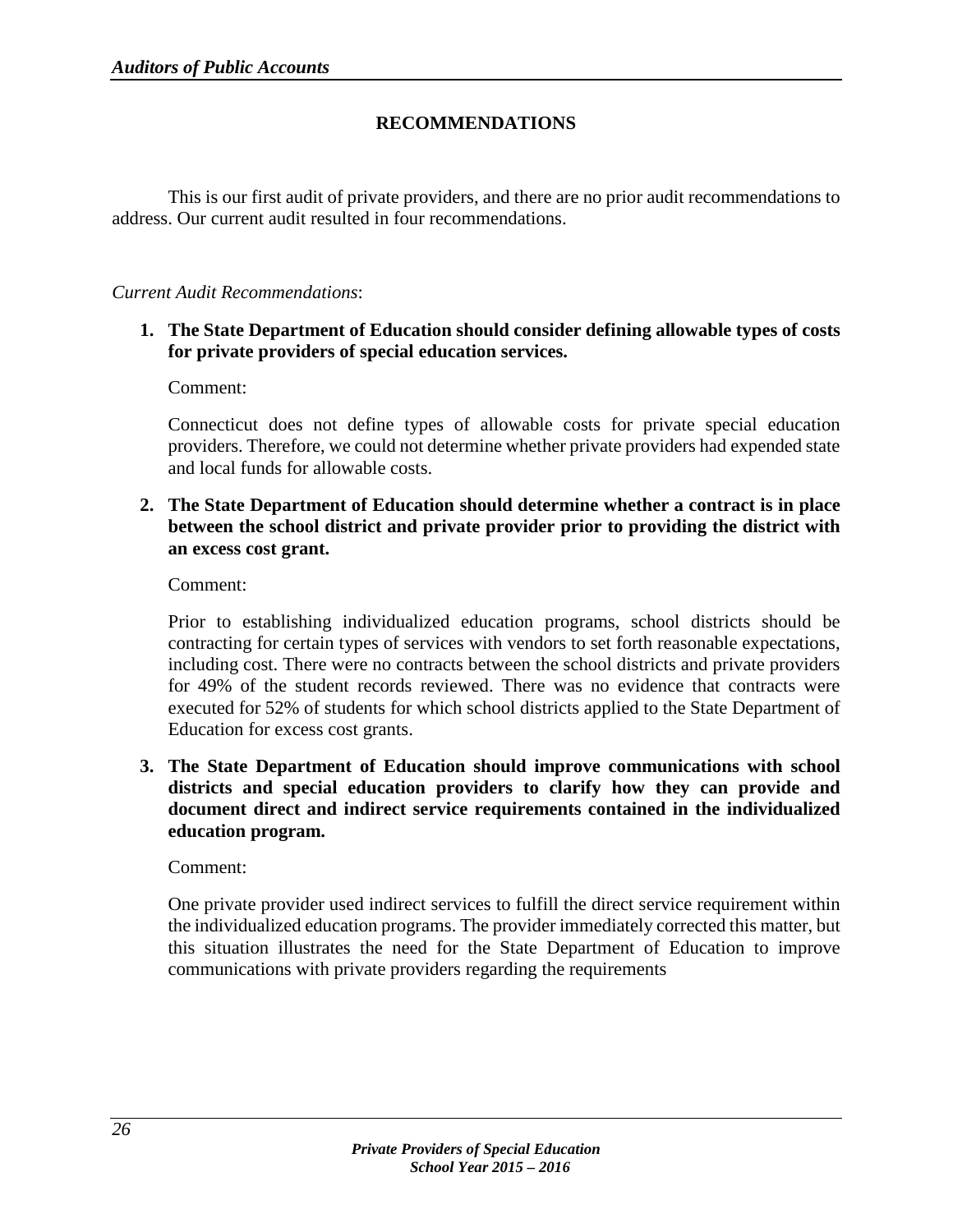## RECOMMENDATIONS

This is our first audit of private providers, and there are no prior audit recommendations to address. Our current audit resulted in four recommendations.

*Current Audit Recommendations*:

1. **The State Department of Education should consider defining allowable types of costs for private providers of special education services.**

   Comment:

   Connecticut does not define types of allowable costs for private special education providers. Therefore, we could not determine whether private providers had expended state and local funds for allowable costs.

2. **The State Department of Education should determine whether a contract is in place between the school district and private provider prior to providing the district with an excess cost grant.**

   Comment:

   Prior to establishing individualized education programs, school districts should be contracting for certain types of services with vendors to set forth reasonable expectations, including cost. There were no contracts between the school districts and private providers for 49% of the student records reviewed. There was no evidence that contracts were executed for 52% of students for which school districts applied to the State Department of Education for excess cost grants.

3. **The State Department of Education should improve communications with school districts and special education providers to clarify how they can provide and document direct and indirect service requirements contained in the individualized education program.**

   Comment:

   One private provider used indirect services to fulfill the direct service requirement within the individualized education programs. The provider immediately corrected this matter, but this situation illustrates the need for the State Department of Education to improve communications with private providers regarding the requirements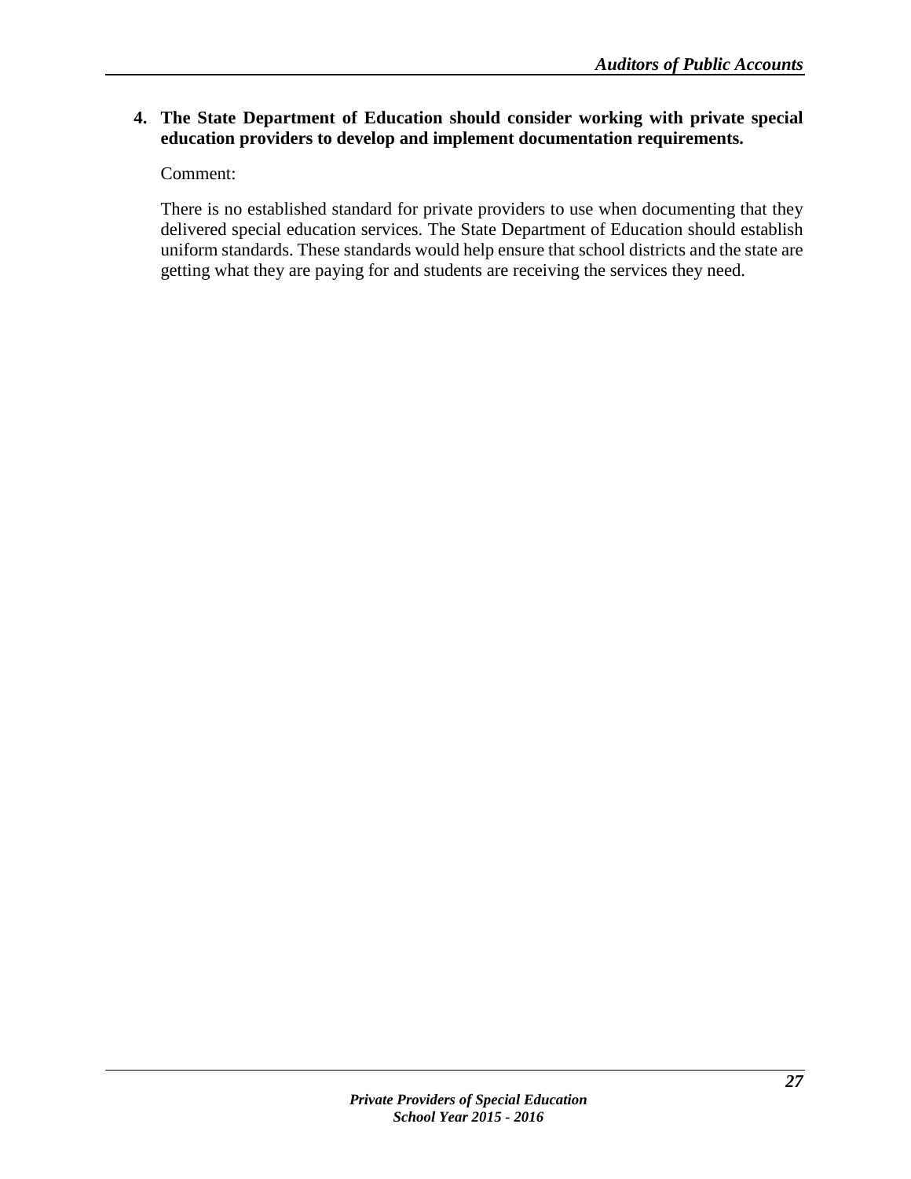**4. The State Department of Education should consider working with private special education providers to develop and implement documentation requirements.**

Comment:

There is no established standard for private providers to use when documenting that they delivered special education services. The State Department of Education should establish uniform standards. These standards would help ensure that school districts and the state are getting what they are paying for and students are receiving the services they need.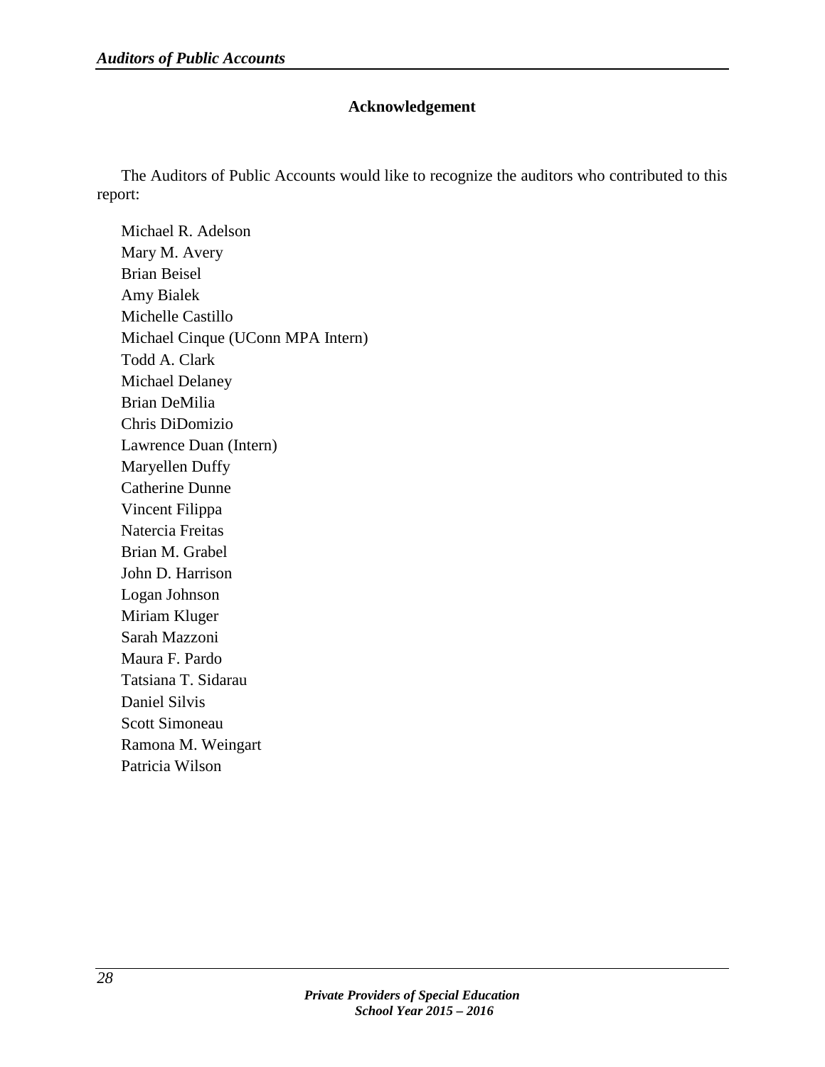## Acknowledgement

The Auditors of Public Accounts would like to recognize the auditors who contributed to this report:

Michael R. Adelson
Mary M. Avery
Brian Beisel
Amy Bialek
Michelle Castillo
Michael Cinque (UConn MPA Intern)
Todd A. Clark
Michael Delaney
Brian DeMilia
Chris DiDomizio
Lawrence Duan (Intern)
Maryellen Duffy
Catherine Dunne
Vincent Filippa
Natercia Freitas
Brian M. Grabel
John D. Harrison
Logan Johnson
Miriam Kluger
Sarah Mazzoni
Maura F. Pardo
Tatsiana T. Sidarau
Daniel Silvis
Scott Simoneau
Ramona M. Weingart
Patricia Wilson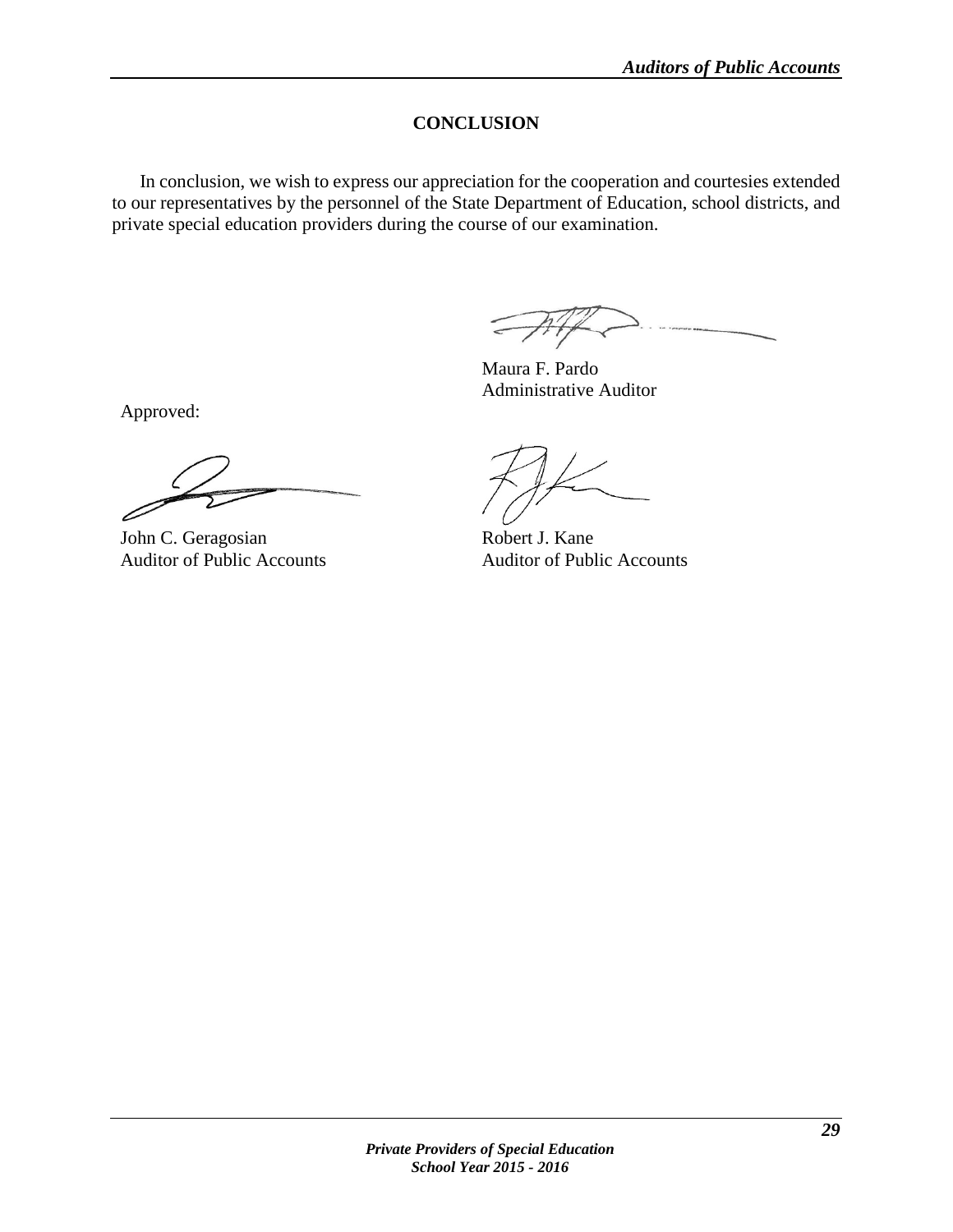## CONCLUSION

In conclusion, we wish to express our appreciation for the cooperation and courtesies extended to our representatives by the personnel of the State Department of Education, school districts, and private special education providers during the course of our examination.

Maura F. Pardo
Administrative Auditor

Approved:

John C. Geragosian
Auditor of Public Accounts

Robert J. Kane
Auditor of Public Accounts